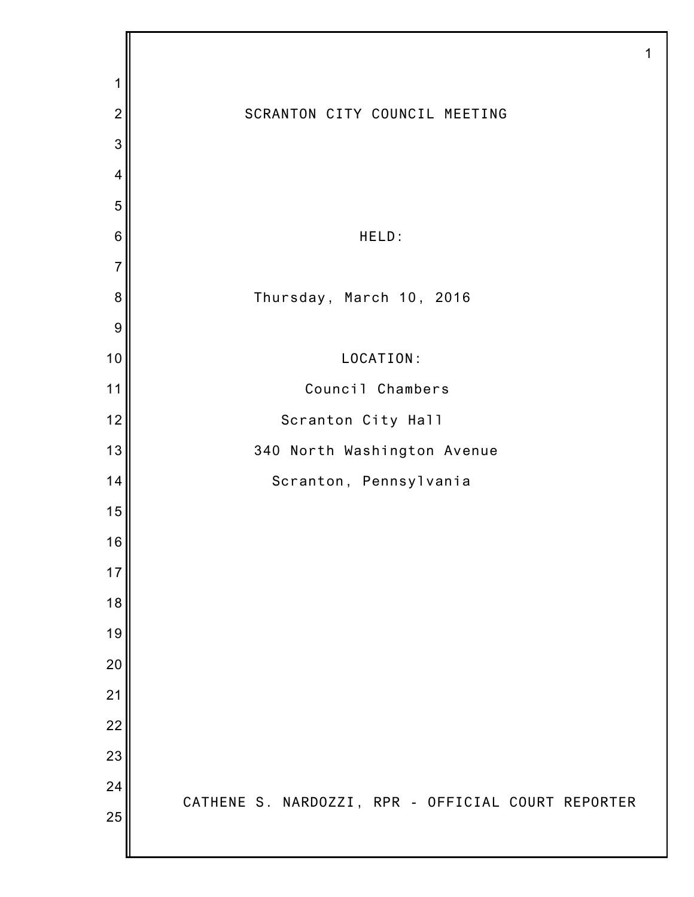# SCRANTON CITY COUNCIL MEETING

HELD:

Thursday, March 10, 2016

LOCATION:

Council Chambers

Scranton City Hall

340 North Washington Avenue

Scranton, Pennsylvania

CATHENE S. NARDOZZI, RPR - OFFICIAL COURT REPORTER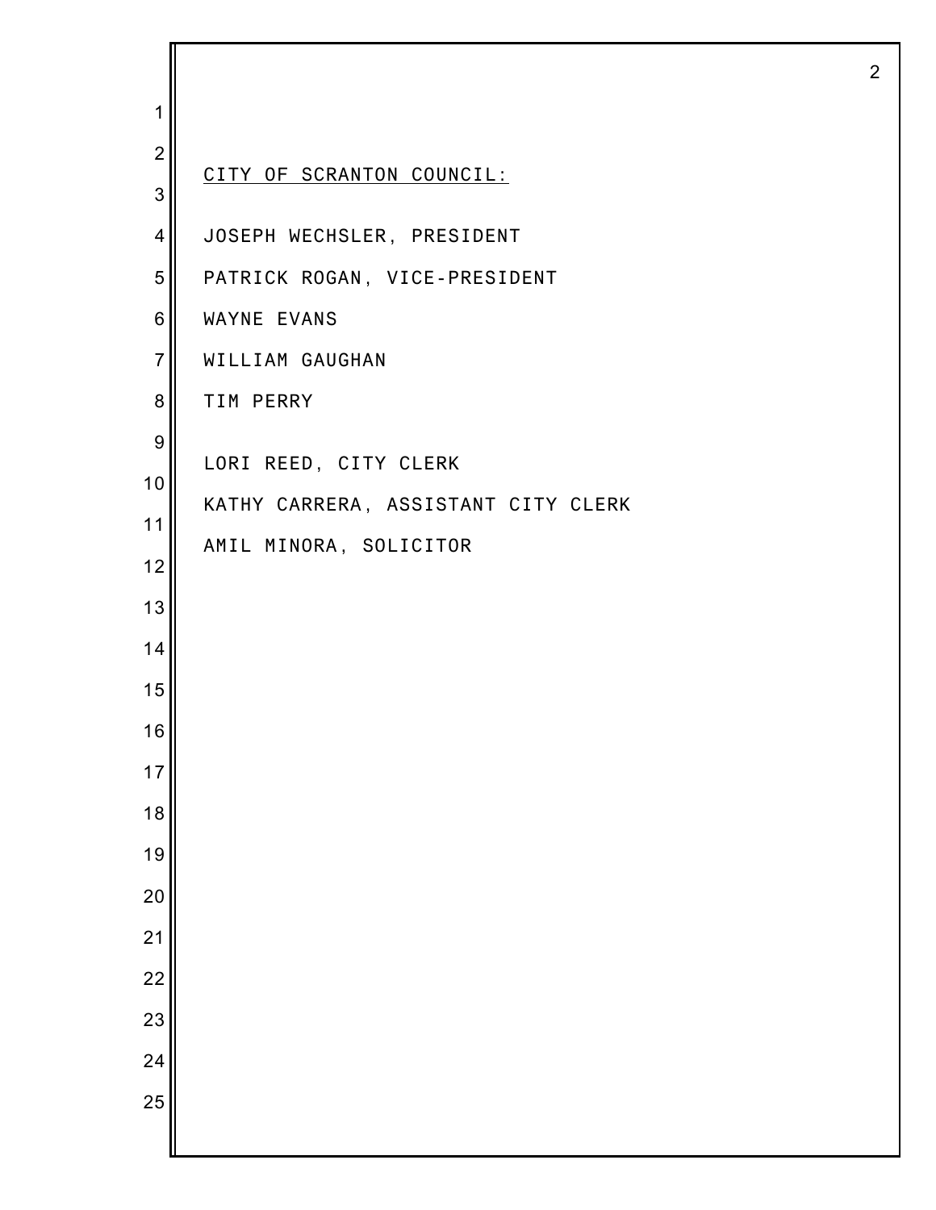<u>CITY OF SCRANTON COUNCIL:</u>

JOSEPH WECHSLER, PRESIDENT

PATRICK ROGAN, VICE-PRESIDENT

WAYNE EVANS

WILLIAM GAUGHAN

TIM PERRY

LORI REED, CITY CLERK

KATHY CARRERA, ASSISTANT CITY CLERK

AMIL MINORA, SOLICITOR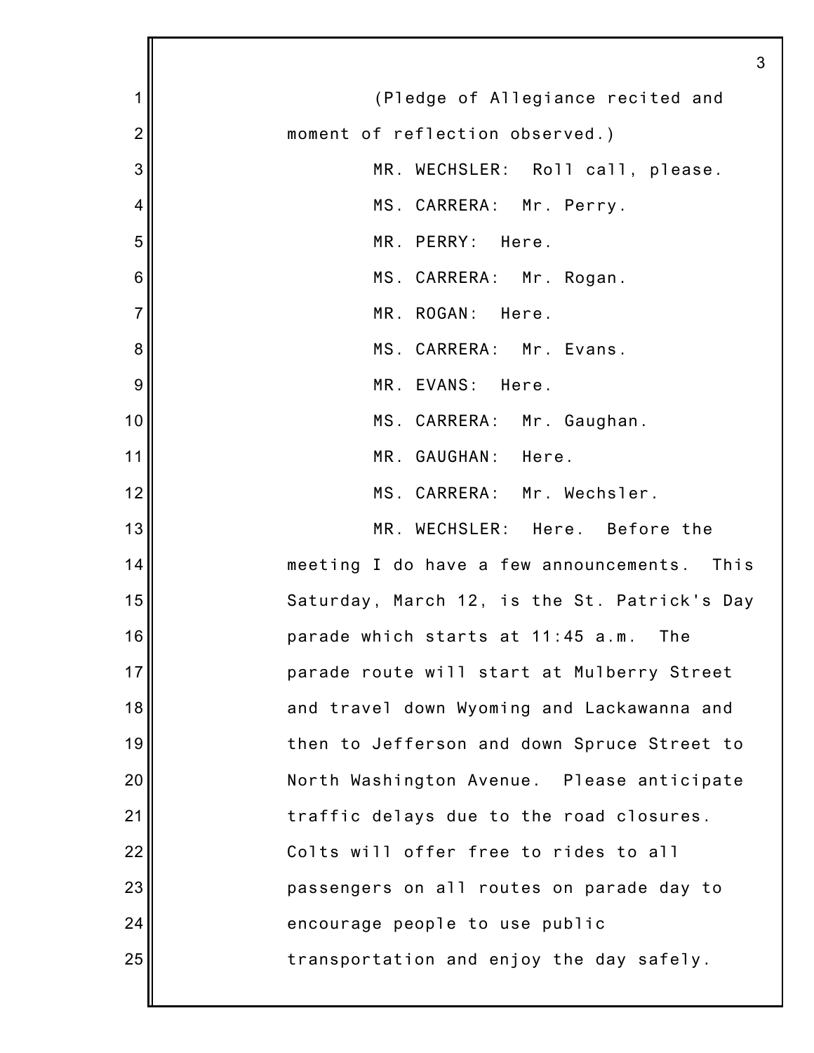(Pledge of Allegiance recited and moment of reflection observed.)

MR. WECHSLER: Roll call, please.

MS. CARRERA: Mr. Perry.

MR. PERRY: Here.

MS. CARRERA: Mr. Rogan.

MR. ROGAN: Here.

MS. CARRERA: Mr. Evans.

MR. EVANS: Here.

MS. CARRERA: Mr. Gaughan.

MR. GAUGHAN: Here.

MS. CARRERA: Mr. Wechsler.

MR. WECHSLER: Here. Before the meeting I do have a few announcements. This Saturday, March 12, is the St. Patrick's Day parade which starts at 11:45 a.m. The parade route will start at Mulberry Street and travel down Wyoming and Lackawanna and then to Jefferson and down Spruce Street to North Washington Avenue. Please anticipate traffic delays due to the road closures. Colts will offer free to rides to all passengers on all routes on parade day to encourage people to use public transportation and enjoy the day safely.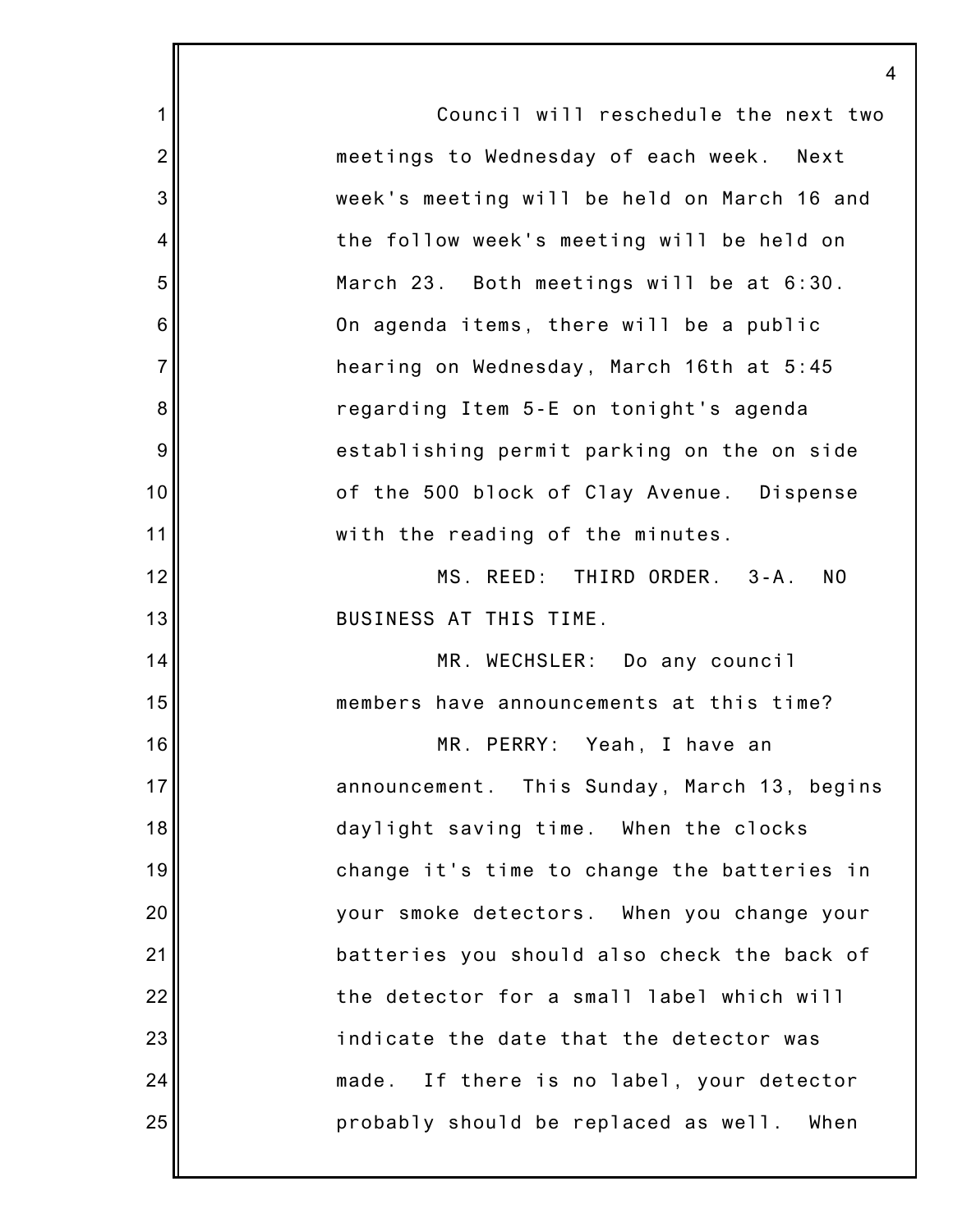Council will reschedule the next two meetings to Wednesday of each week. Next week's meeting will be held on March 16 and the follow week's meeting will be held on March 23. Both meetings will be at 6:30. On agenda items, there will be a public hearing on Wednesday, March 16th at 5:45 regarding Item 5-E on tonight's agenda establishing permit parking on the on side of the 500 block of Clay Avenue. Dispense with the reading of the minutes.

MS. REED: THIRD ORDER. 3-A. NO BUSINESS AT THIS TIME.

MR. WECHSLER: Do any council members have announcements at this time?

MR. PERRY: Yeah, I have an announcement. This Sunday, March 13, begins daylight saving time. When the clocks change it's time to change the batteries in your smoke detectors. When you change your batteries you should also check the back of the detector for a small label which will indicate the date that the detector was made. If there is no label, your detector probably should be replaced as well. When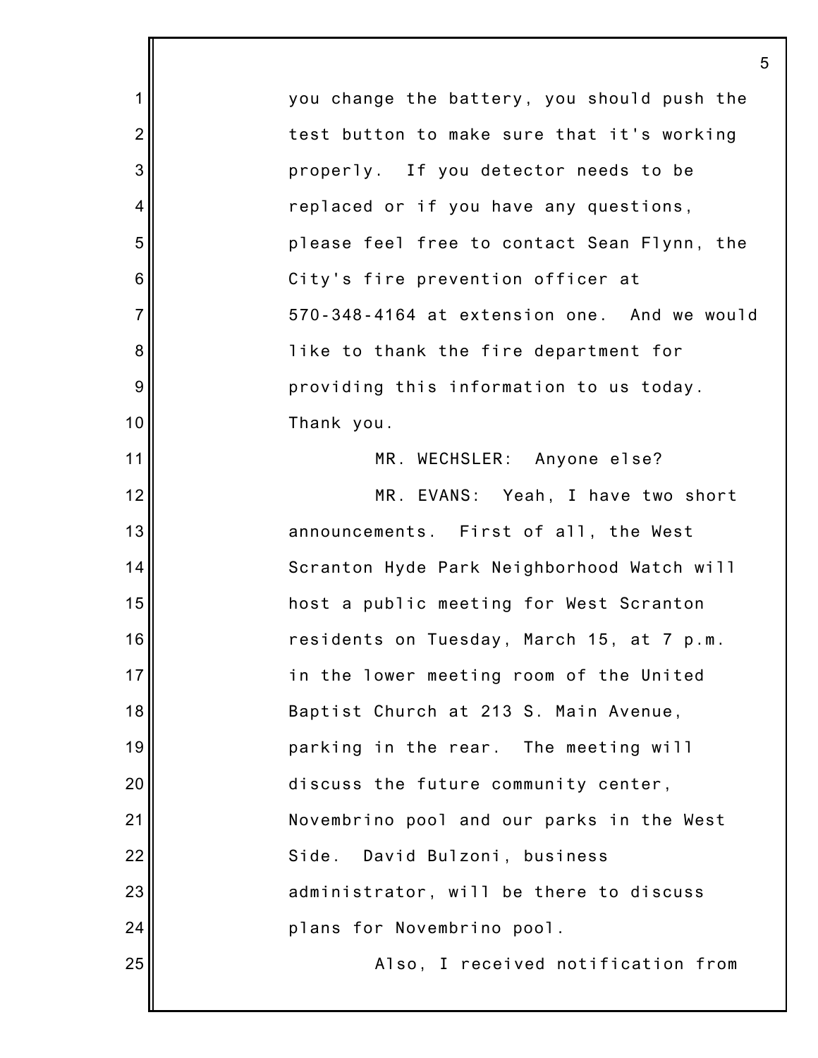you change the battery, you should push the test button to make sure that it's working properly. If you detector needs to be replaced or if you have any questions, please feel free to contact Sean Flynn, the City's fire prevention officer at 570-348-4164 at extension one. And we would like to thank the fire department for providing this information to us today. Thank you.

MR. WECHSLER: Anyone else?

MR. EVANS: Yeah, I have two short announcements. First of all, the West Scranton Hyde Park Neighborhood Watch will host a public meeting for West Scranton residents on Tuesday, March 15, at 7 p.m. in the lower meeting room of the United Baptist Church at 213 S. Main Avenue, parking in the rear. The meeting will discuss the future community center, Novembrino pool and our parks in the West Side. David Bulzoni, business administrator, will be there to discuss plans for Novembrino pool.

Also, I received notification from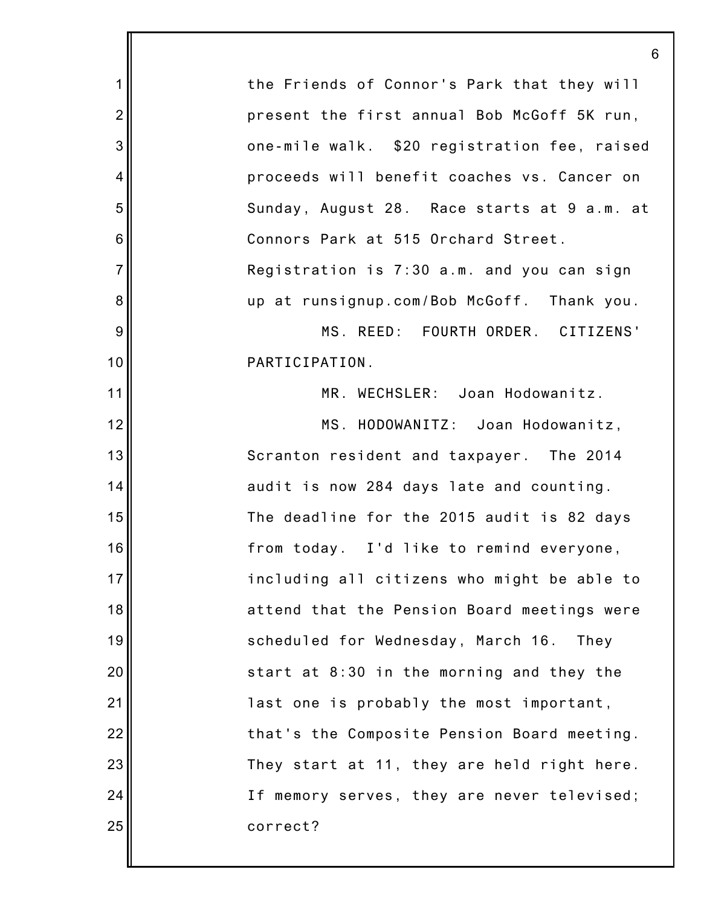the Friends of Connor's Park that they will present the first annual Bob McGoff 5K run, one-mile walk. $20 registration fee, raised proceeds will benefit coaches vs. Cancer on Sunday, August 28. Race starts at 9 a.m. at Connors Park at 515 Orchard Street. Registration is 7:30 a.m. and you can sign up at runsignup.com/Bob McGoff. Thank you.

MS. REED: FOURTH ORDER. CITIZENS' PARTICIPATION.

MR. WECHSLER: Joan Hodowanitz.

MS. HODOWANITZ: Joan Hodowanitz, Scranton resident and taxpayer. The 2014 audit is now 284 days late and counting. The deadline for the 2015 audit is 82 days from today. I'd like to remind everyone, including all citizens who might be able to attend that the Pension Board meetings were scheduled for Wednesday, March 16. They start at 8:30 in the morning and they the last one is probably the most important, that's the Composite Pension Board meeting. They start at 11, they are held right here. If memory serves, they are never televised; correct?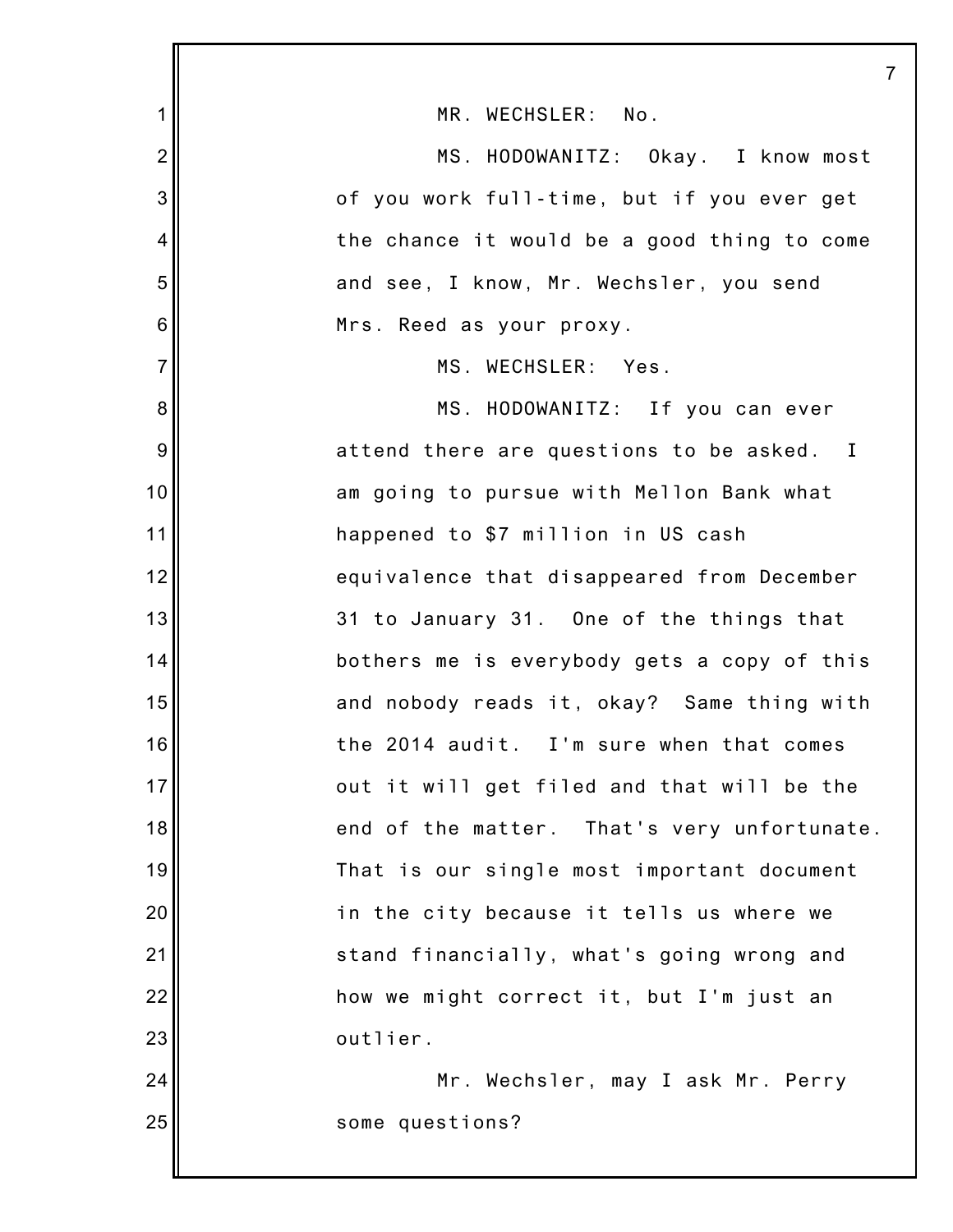MR. WECHSLER: No.

MS. HODOWANITZ: Okay. I know most of you work full-time, but if you ever get the chance it would be a good thing to come and see, I know, Mr. Wechsler, you send Mrs. Reed as your proxy.

MS. WECHSLER: Yes.

MS. HODOWANITZ: If you can ever attend there are questions to be asked. I am going to pursue with Mellon Bank what happened to $7 million in US cash equivalence that disappeared from December 31 to January 31. One of the things that bothers me is everybody gets a copy of this and nobody reads it, okay? Same thing with the 2014 audit. I'm sure when that comes out it will get filed and that will be the end of the matter. That's very unfortunate. That is our single most important document in the city because it tells us where we stand financially, what's going wrong and how we might correct it, but I'm just an outlier.

Mr. Wechsler, may I ask Mr. Perry some questions?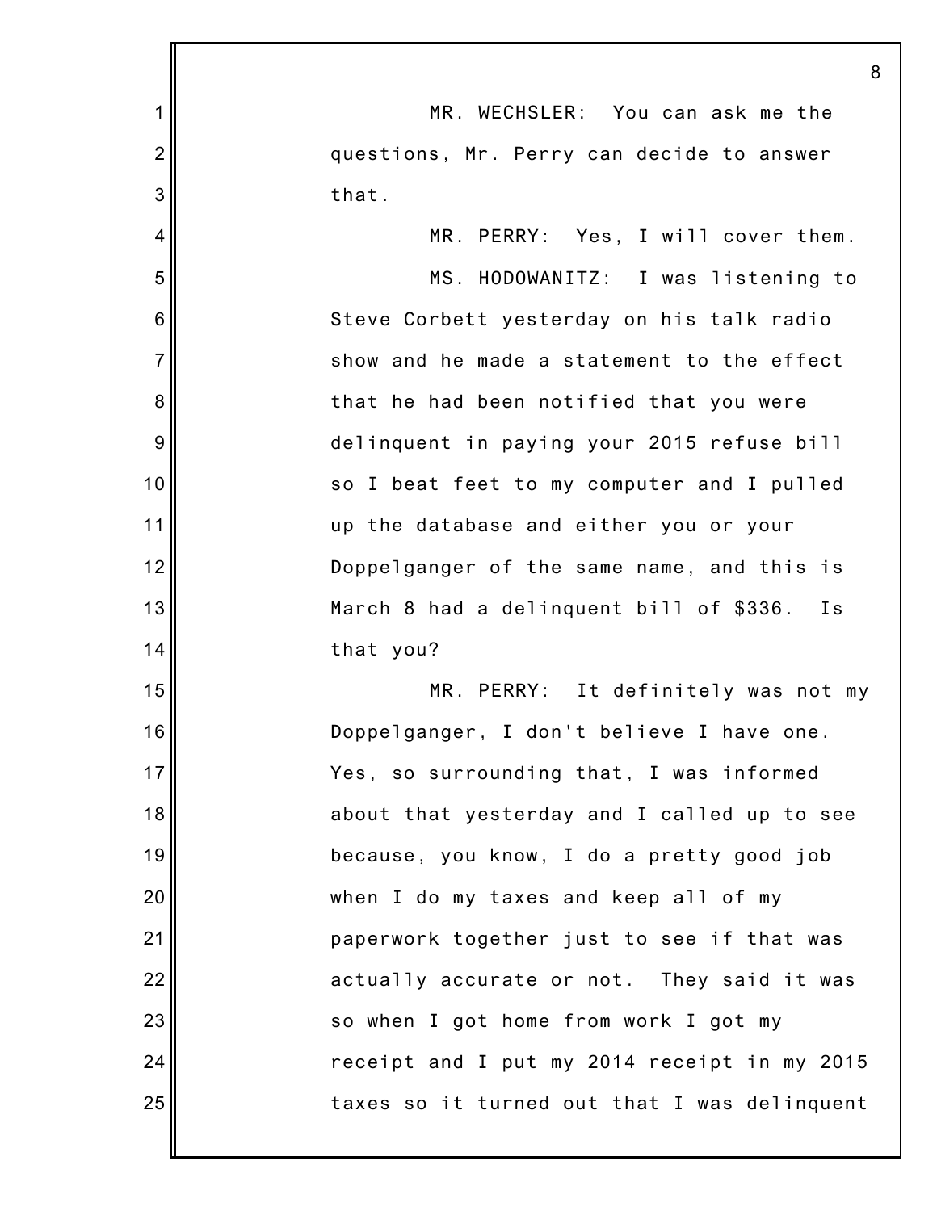MR. WECHSLER: You can ask me the questions, Mr. Perry can decide to answer that.

MR. PERRY: Yes, I will cover them.

MS. HODOWANITZ: I was listening to Steve Corbett yesterday on his talk radio show and he made a statement to the effect that he had been notified that you were delinquent in paying your 2015 refuse bill so I beat feet to my computer and I pulled up the database and either you or your Doppelganger of the same name, and this is March 8 had a delinquent bill of $336. Is that you?

MR. PERRY: It definitely was not my Doppelganger, I don't believe I have one. Yes, so surrounding that, I was informed about that yesterday and I called up to see because, you know, I do a pretty good job when I do my taxes and keep all of my paperwork together just to see if that was actually accurate or not. They said it was so when I got home from work I got my receipt and I put my 2014 receipt in my 2015 taxes so it turned out that I was delinquent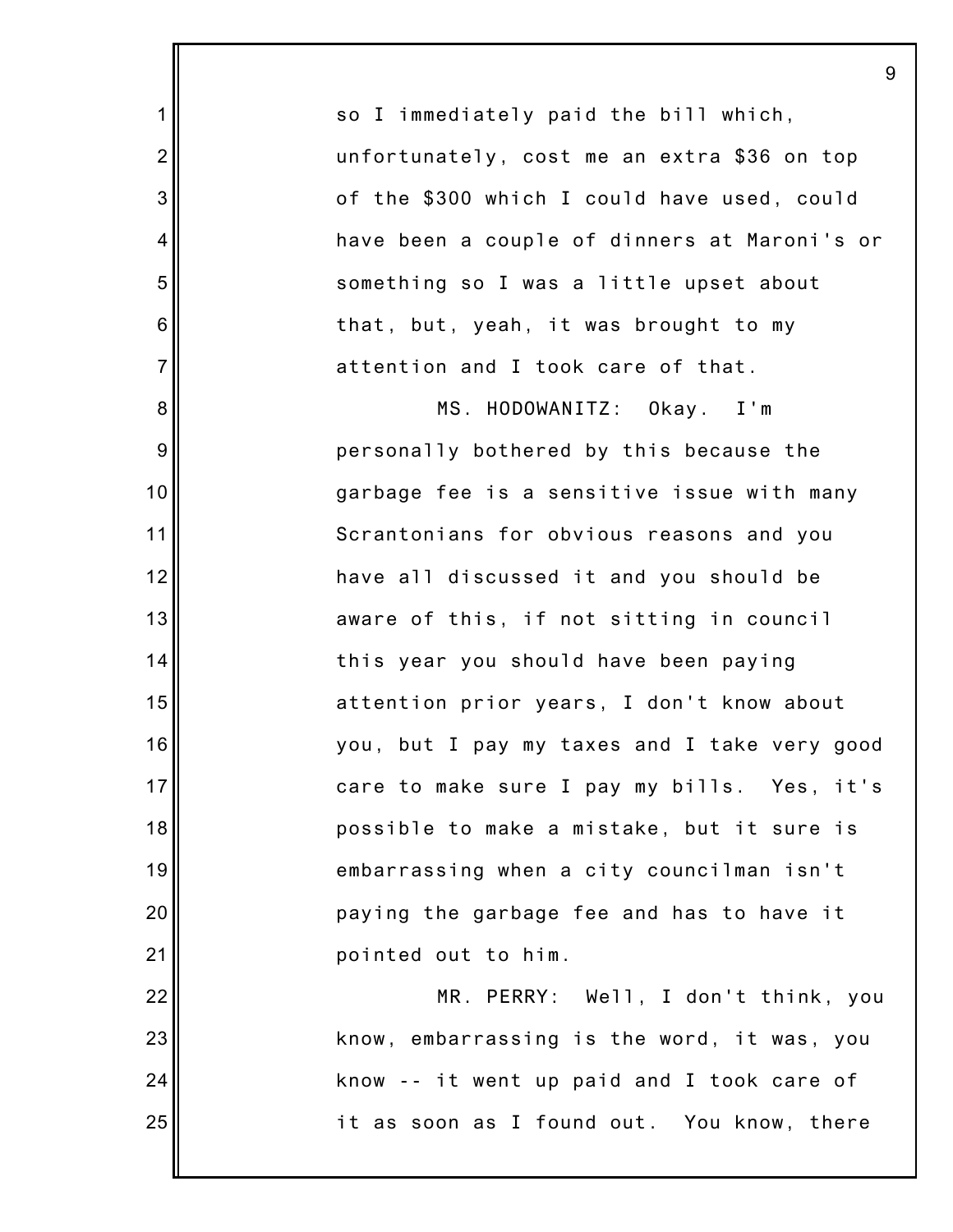so I immediately paid the bill which, unfortunately, cost me an extra $36 on top of the $300 which I could have used, could have been a couple of dinners at Maroni's or something so I was a little upset about that, but, yeah, it was brought to my attention and I took care of that.

MS. HODOWANITZ: Okay. I'm personally bothered by this because the garbage fee is a sensitive issue with many Scrantonians for obvious reasons and you have all discussed it and you should be aware of this, if not sitting in council this year you should have been paying attention prior years, I don't know about you, but I pay my taxes and I take very good care to make sure I pay my bills. Yes, it's possible to make a mistake, but it sure is embarrassing when a city councilman isn't paying the garbage fee and has to have it pointed out to him.

MR. PERRY: Well, I don't think, you know, embarrassing is the word, it was, you know -- it went up paid and I took care of it as soon as I found out. You know, there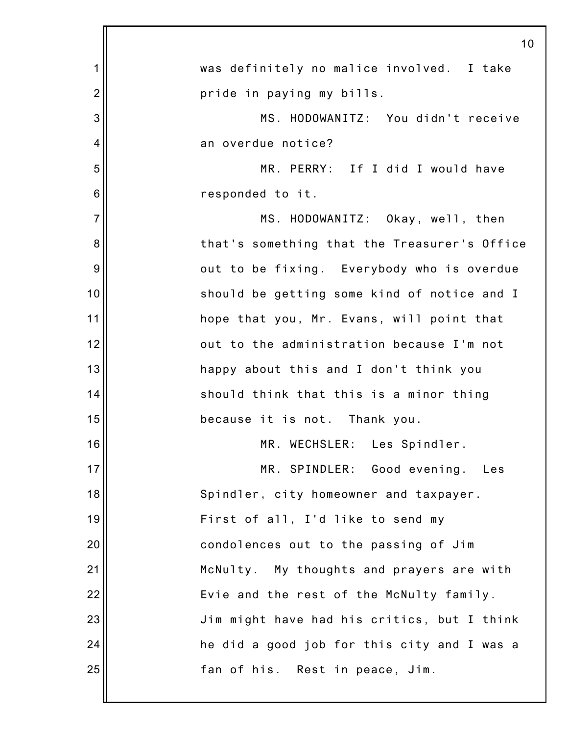was definitely no malice involved. I take pride in paying my bills.

MS. HODOWANITZ: You didn't receive an overdue notice?

MR. PERRY: If I did I would have responded to it.

MS. HODOWANITZ: Okay, well, then that's something that the Treasurer's Office out to be fixing. Everybody who is overdue should be getting some kind of notice and I hope that you, Mr. Evans, will point that out to the administration because I'm not happy about this and I don't think you should think that this is a minor thing because it is not. Thank you.

MR. WECHSLER: Les Spindler.

MR. SPINDLER: Good evening. Les Spindler, city homeowner and taxpayer. First of all, I'd like to send my condolences out to the passing of Jim McNulty. My thoughts and prayers are with Evie and the rest of the McNulty family. Jim might have had his critics, but I think he did a good job for this city and I was a fan of his. Rest in peace, Jim.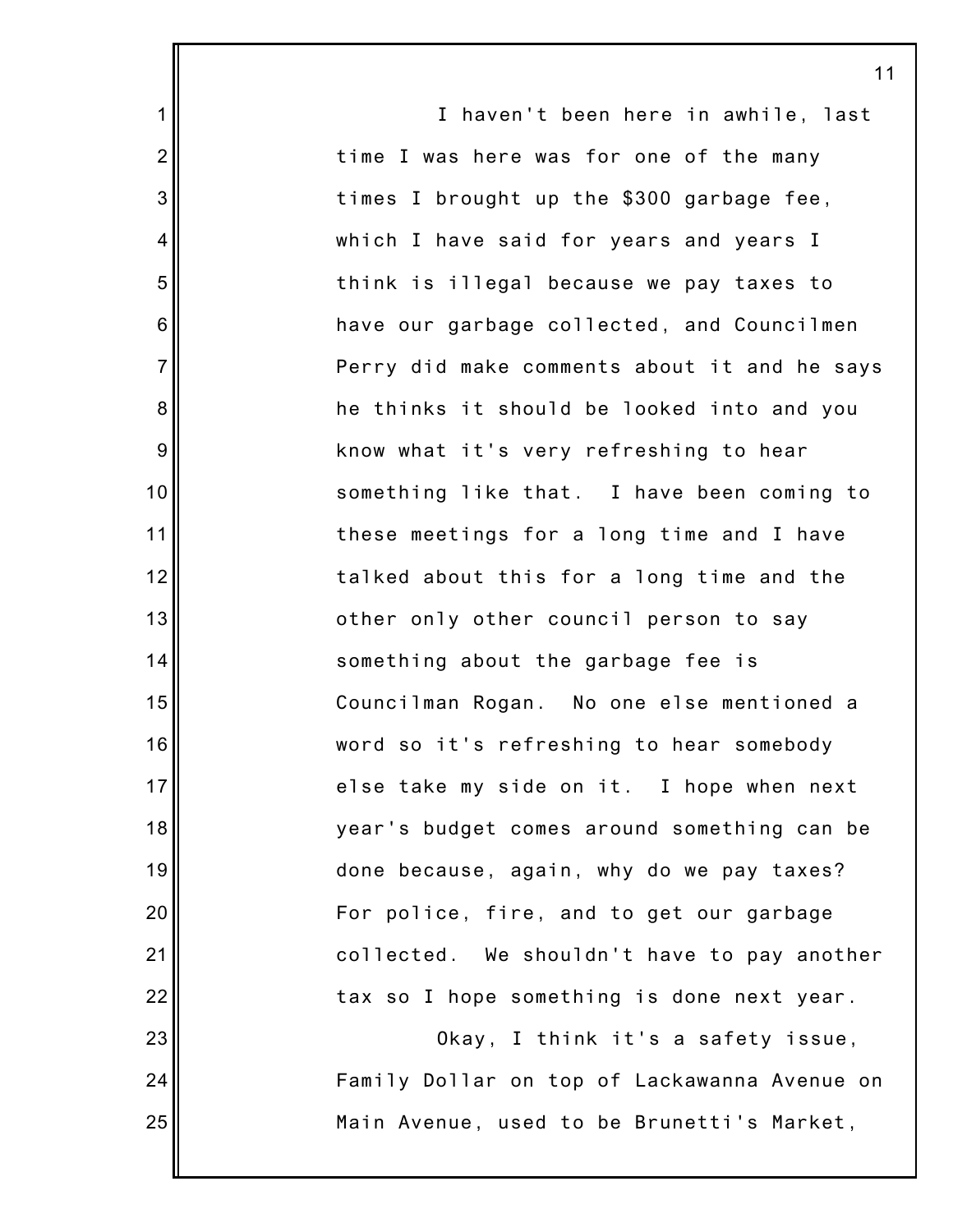I haven't been here in awhile, last time I was here was for one of the many times I brought up the $300 garbage fee, which I have said for years and years I think is illegal because we pay taxes to have our garbage collected, and Councilmen Perry did make comments about it and he says he thinks it should be looked into and you know what it's very refreshing to hear something like that. I have been coming to these meetings for a long time and I have talked about this for a long time and the other only other council person to say something about the garbage fee is Councilman Rogan. No one else mentioned a word so it's refreshing to hear somebody else take my side on it. I hope when next year's budget comes around something can be done because, again, why do we pay taxes? For police, fire, and to get our garbage collected. We shouldn't have to pay another tax so I hope something is done next year.

Okay, I think it's a safety issue, Family Dollar on top of Lackawanna Avenue on Main Avenue, used to be Brunetti's Market,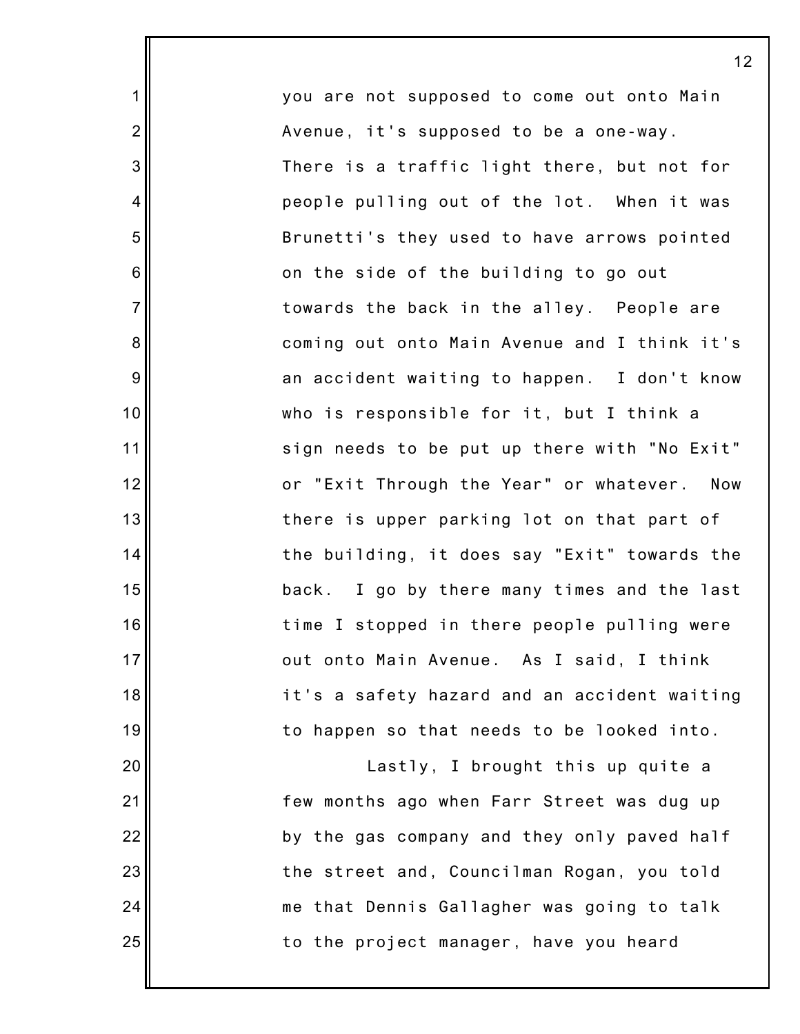you are not supposed to come out onto Main Avenue, it's supposed to be a one-way. There is a traffic light there, but not for people pulling out of the lot. When it was Brunetti's they used to have arrows pointed on the side of the building to go out towards the back in the alley. People are coming out onto Main Avenue and I think it's an accident waiting to happen. I don't know who is responsible for it, but I think a sign needs to be put up there with "No Exit" or "Exit Through the Year" or whatever. Now there is upper parking lot on that part of the building, it does say "Exit" towards the back. I go by there many times and the last time I stopped in there people pulling were out onto Main Avenue. As I said, I think it's a safety hazard and an accident waiting to happen so that needs to be looked into.

Lastly, I brought this up quite a few months ago when Farr Street was dug up by the gas company and they only paved half the street and, Councilman Rogan, you told me that Dennis Gallagher was going to talk to the project manager, have you heard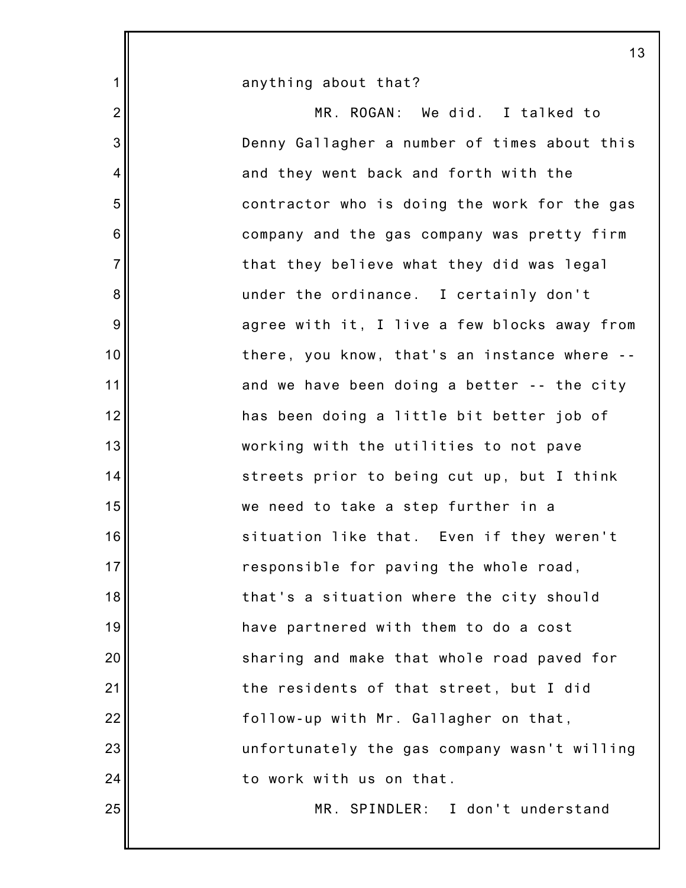anything about that?

MR. ROGAN: We did. I talked to Denny Gallagher a number of times about this and they went back and forth with the contractor who is doing the work for the gas company and the gas company was pretty firm that they believe what they did was legal under the ordinance. I certainly don't agree with it, I live a few blocks away from there, you know, that's an instance where -- and we have been doing a better -- the city has been doing a little bit better job of working with the utilities to not pave streets prior to being cut up, but I think we need to take a step further in a situation like that. Even if they weren't responsible for paving the whole road, that's a situation where the city should have partnered with them to do a cost sharing and make that whole road paved for the residents of that street, but I did follow-up with Mr. Gallagher on that, unfortunately the gas company wasn't willing to work with us on that.

MR. SPINDLER: I don't understand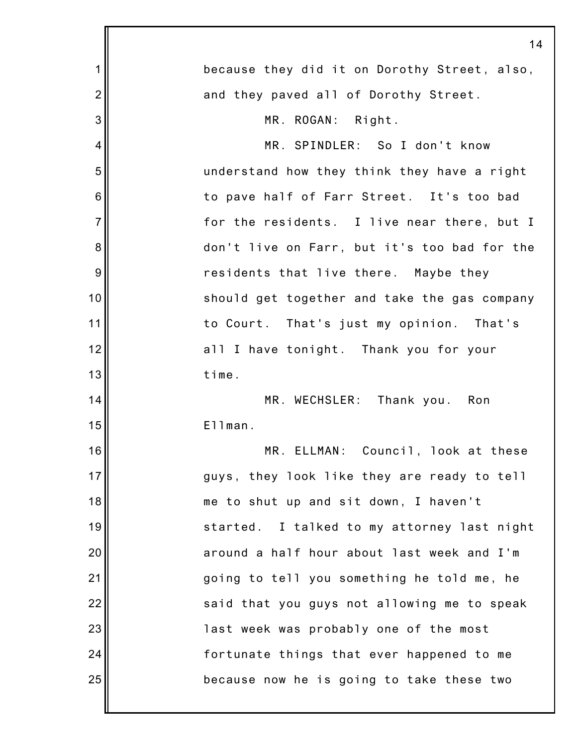because they did it on Dorothy Street, also, and they paved all of Dorothy Street.

MR. ROGAN: Right.

MR. SPINDLER: So I don't know understand how they think they have a right to pave half of Farr Street. It's too bad for the residents. I live near there, but I don't live on Farr, but it's too bad for the residents that live there. Maybe they should get together and take the gas company to Court. That's just my opinion. That's all I have tonight. Thank you for your time.

MR. WECHSLER: Thank you. Ron Ellman.

MR. ELLMAN: Council, look at these guys, they look like they are ready to tell me to shut up and sit down, I haven't started. I talked to my attorney last night around a half hour about last week and I'm going to tell you something he told me, he said that you guys not allowing me to speak last week was probably one of the most fortunate things that ever happened to me because now he is going to take these two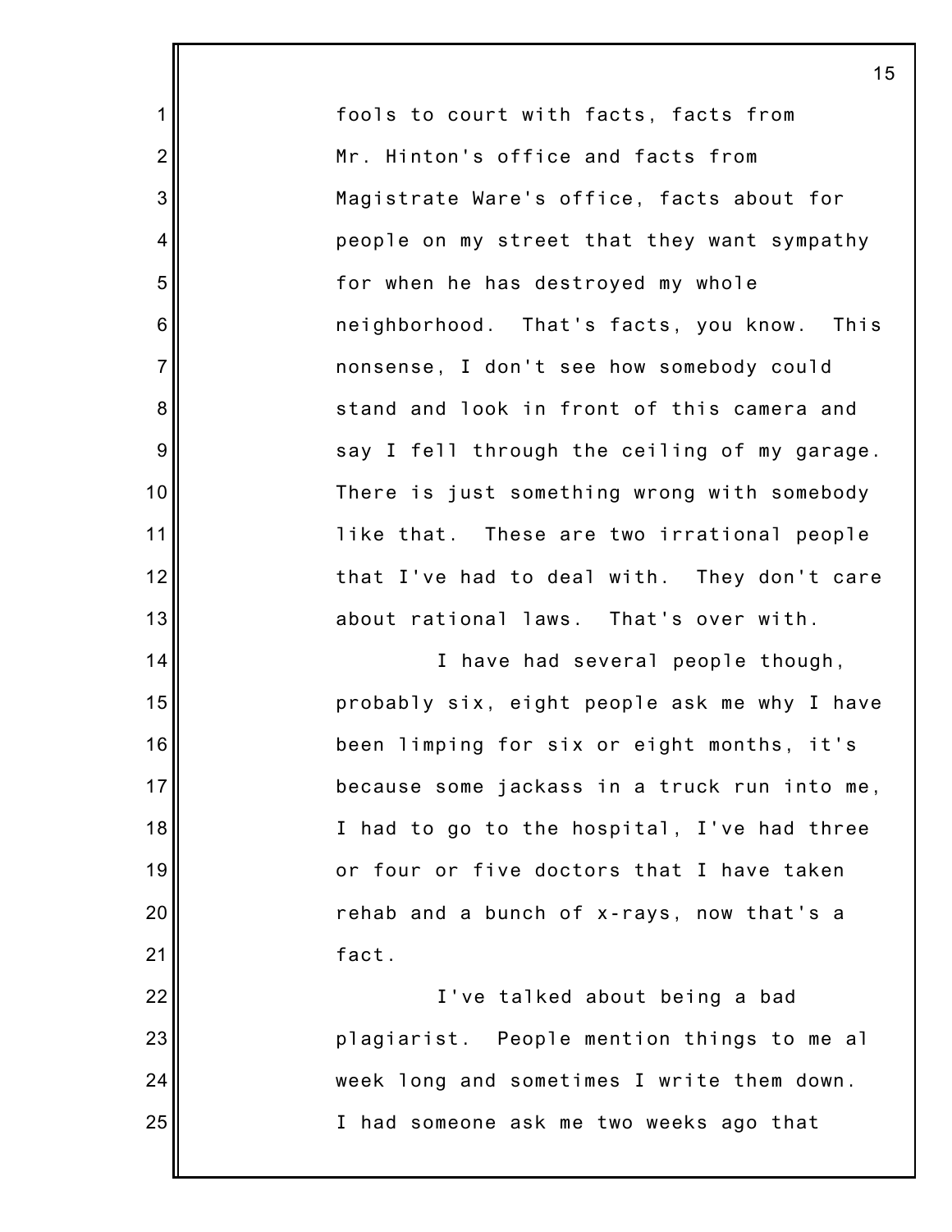fools to court with facts, facts from Mr. Hinton's office and facts from Magistrate Ware's office, facts about for people on my street that they want sympathy for when he has destroyed my whole neighborhood. That's facts, you know. This nonsense, I don't see how somebody could stand and look in front of this camera and say I fell through the ceiling of my garage. There is just something wrong with somebody like that. These are two irrational people that I've had to deal with. They don't care about rational laws. That's over with.

I have had several people though, probably six, eight people ask me why I have been limping for six or eight months, it's because some jackass in a truck run into me, I had to go to the hospital, I've had three or four or five doctors that I have taken rehab and a bunch of x-rays, now that's a fact.

I've talked about being a bad plagiarist. People mention things to me al week long and sometimes I write them down. I had someone ask me two weeks ago that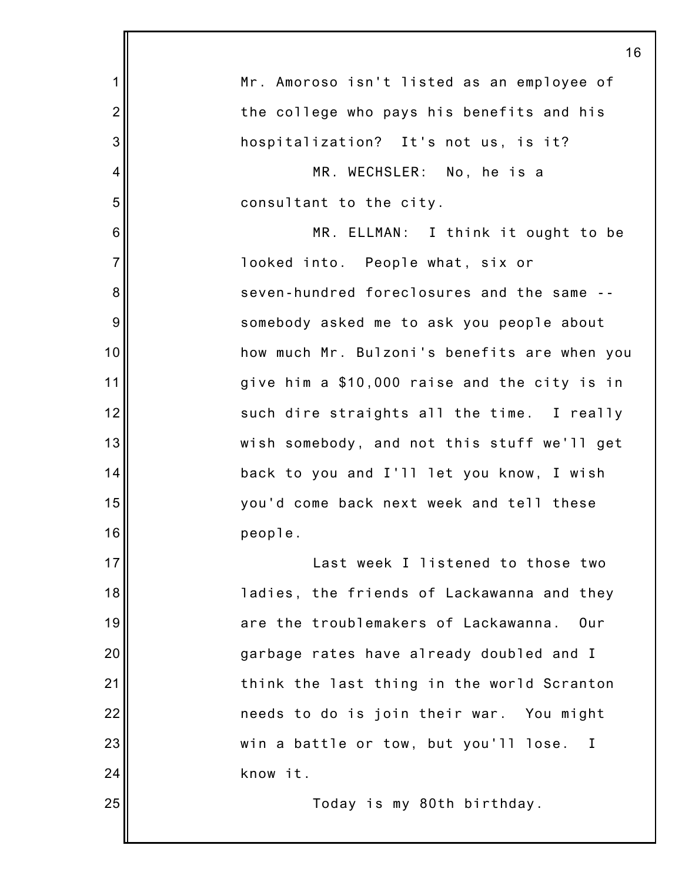Mr. Amoroso isn't listed as an employee of the college who pays his benefits and his hospitalization? It's not us, is it?

MR. WECHSLER: No, he is a consultant to the city.

MR. ELLMAN: I think it ought to be looked into. People what, six or seven-hundred foreclosures and the same -- somebody asked me to ask you people about how much Mr. Bulzoni's benefits are when you give him a $10,000 raise and the city is in such dire straights all the time. I really wish somebody, and not this stuff we'll get back to you and I'll let you know, I wish you'd come back next week and tell these people.

Last week I listened to those two ladies, the friends of Lackawanna and they are the troublemakers of Lackawanna. Our garbage rates have already doubled and I think the last thing in the world Scranton needs to do is join their war. You might win a battle or tow, but you'll lose. I know it.

Today is my 80th birthday.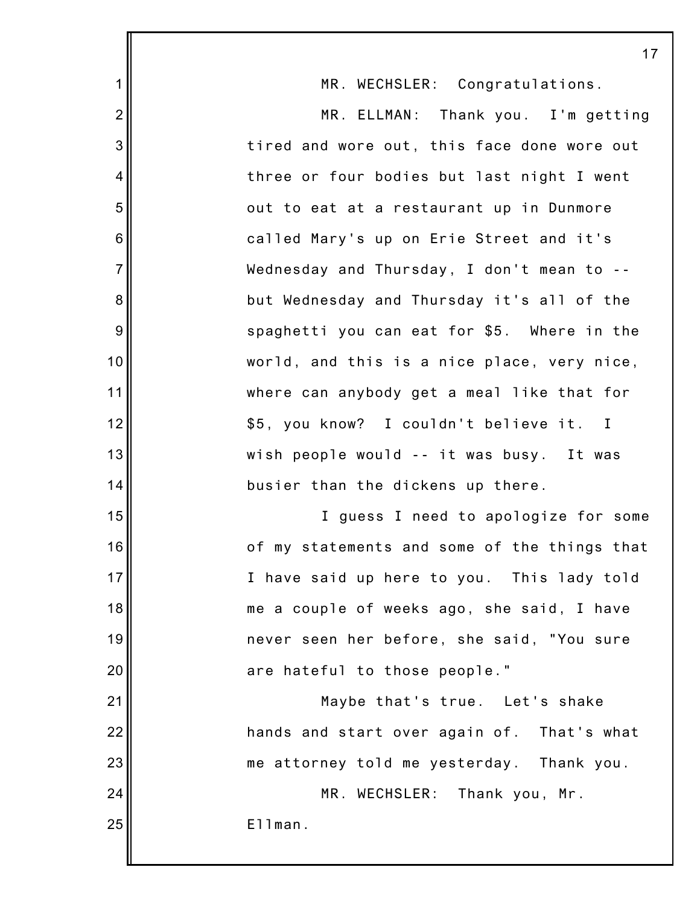MR. WECHSLER: Congratulations.

MR. ELLMAN: Thank you. I'm getting tired and wore out, this face done wore out three or four bodies but last night I went out to eat at a restaurant up in Dunmore called Mary's up on Erie Street and it's Wednesday and Thursday, I don't mean to -- but Wednesday and Thursday it's all of the spaghetti you can eat for $5. Where in the world, and this is a nice place, very nice, where can anybody get a meal like that for $5, you know? I couldn't believe it. I wish people would -- it was busy. It was busier than the dickens up there.

I guess I need to apologize for some of my statements and some of the things that I have said up here to you. This lady told me a couple of weeks ago, she said, I have never seen her before, she said, "You sure are hateful to those people."

Maybe that's true. Let's shake hands and start over again of. That's what me attorney told me yesterday. Thank you.

MR. WECHSLER: Thank you, Mr. Ellman.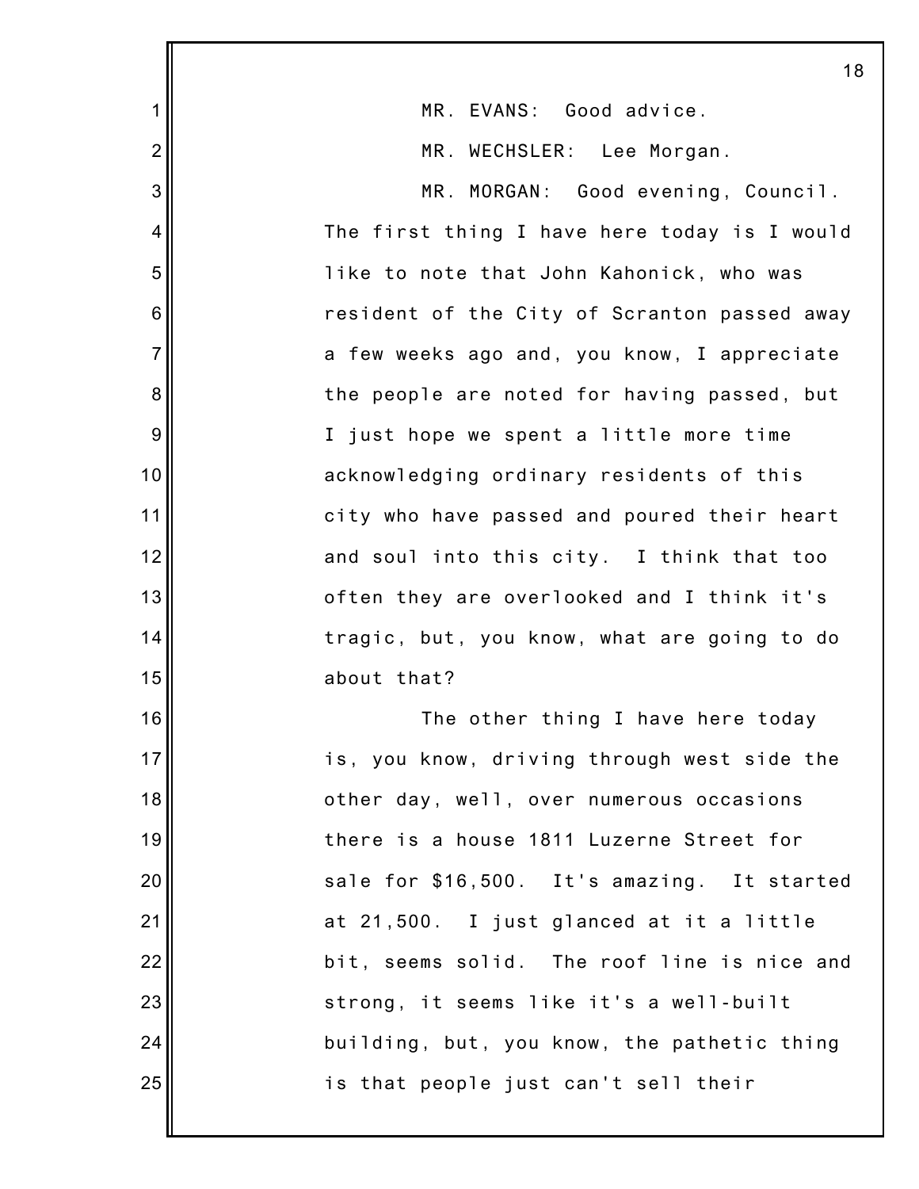MR. EVANS: Good advice.

MR. WECHSLER: Lee Morgan.

MR. MORGAN: Good evening, Council. The first thing I have here today is I would like to note that John Kahonick, who was resident of the City of Scranton passed away a few weeks ago and, you know, I appreciate the people are noted for having passed, but I just hope we spent a little more time acknowledging ordinary residents of this city who have passed and poured their heart and soul into this city. I think that too often they are overlooked and I think it's tragic, but, you know, what are going to do about that?

The other thing I have here today is, you know, driving through west side the other day, well, over numerous occasions there is a house 1811 Luzerne Street for sale for $16,500. It's amazing. It started at 21,500. I just glanced at it a little bit, seems solid. The roof line is nice and strong, it seems like it's a well-built building, but, you know, the pathetic thing is that people just can't sell their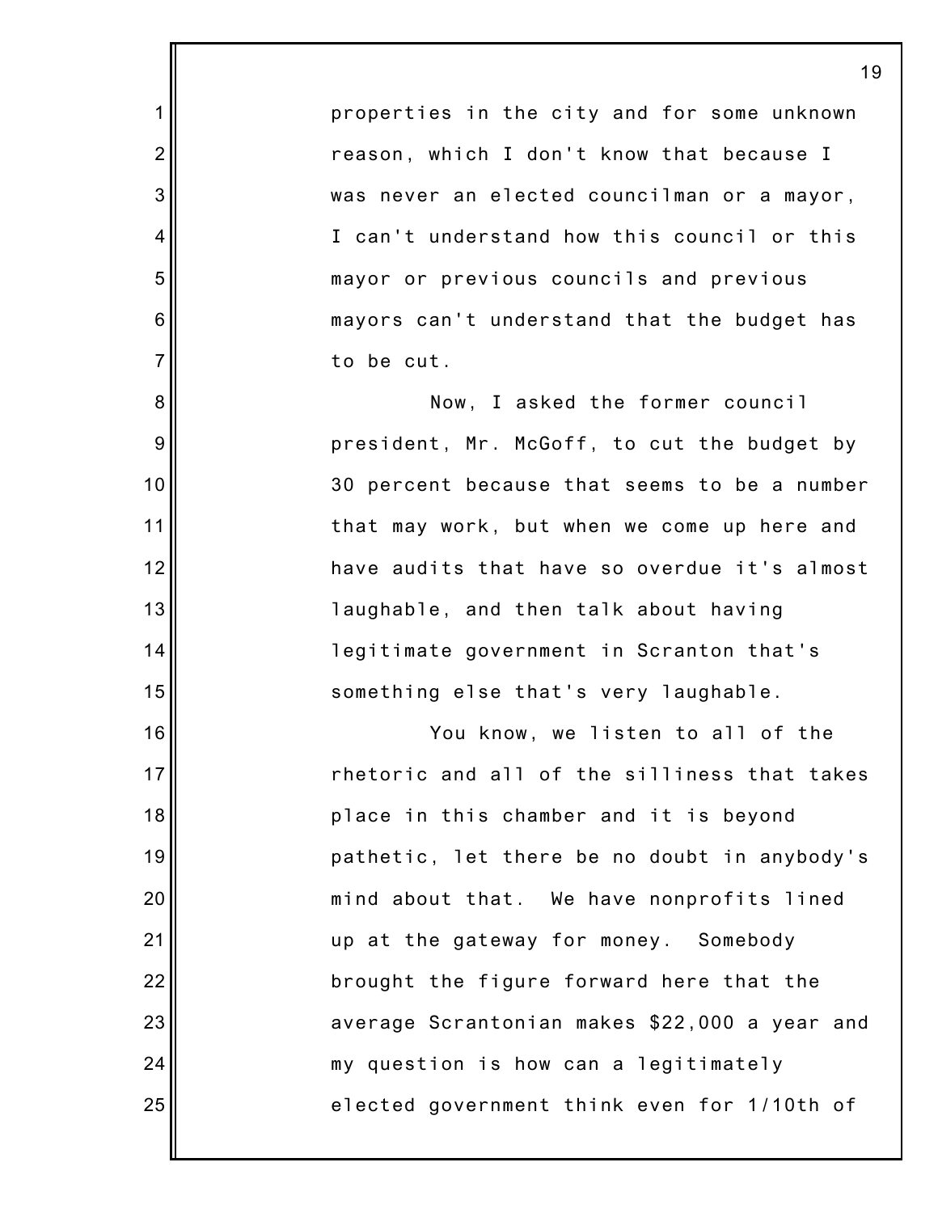properties in the city and for some unknown reason, which I don't know that because I was never an elected councilman or a mayor, I can't understand how this council or this mayor or previous councils and previous mayors can't understand that the budget has to be cut.

Now, I asked the former council president, Mr. McGoff, to cut the budget by 30 percent because that seems to be a number that may work, but when we come up here and have audits that have so overdue it's almost laughable, and then talk about having legitimate government in Scranton that's something else that's very laughable.

You know, we listen to all of the rhetoric and all of the silliness that takes place in this chamber and it is beyond pathetic, let there be no doubt in anybody's mind about that. We have nonprofits lined up at the gateway for money. Somebody brought the figure forward here that the average Scrantonian makes $22,000 a year and my question is how can a legitimately elected government think even for 1/10th of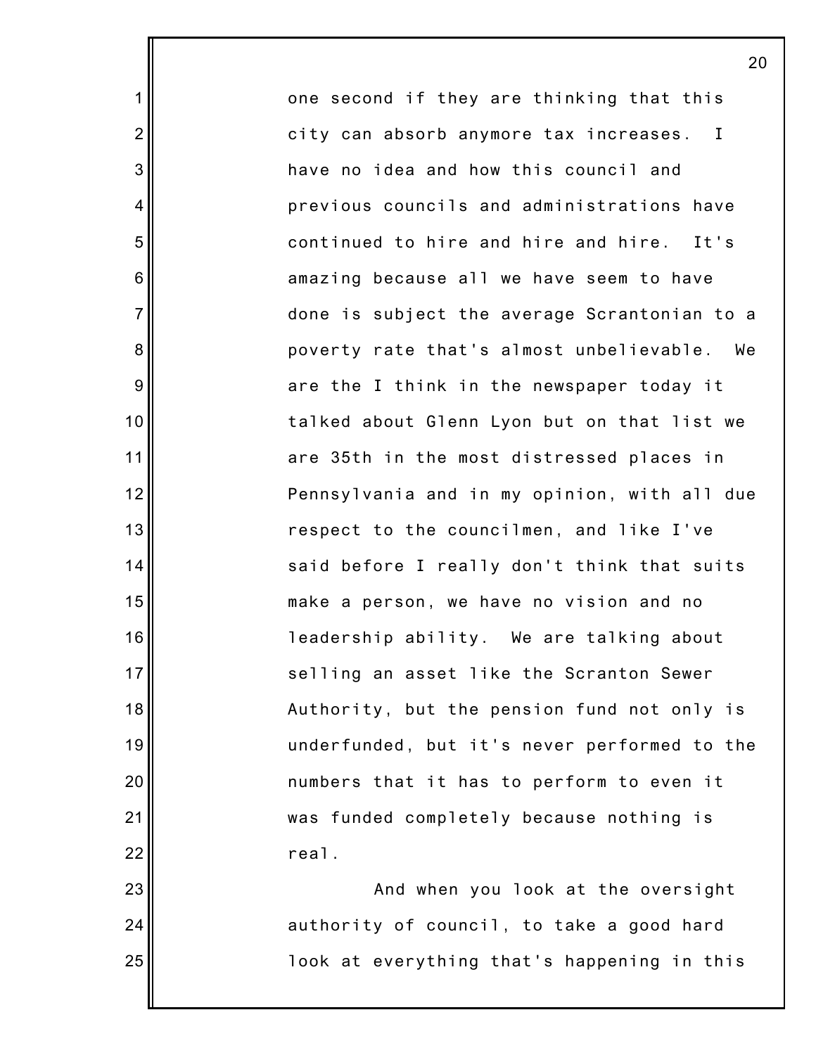one second if they are thinking that this city can absorb anymore tax increases. I have no idea and how this council and previous councils and administrations have continued to hire and hire and hire. It's amazing because all we have seem to have done is subject the average Scrantonian to a poverty rate that's almost unbelievable. We are the I think in the newspaper today it talked about Glenn Lyon but on that list we are 35th in the most distressed places in Pennsylvania and in my opinion, with all due respect to the councilmen, and like I've said before I really don't think that suits make a person, we have no vision and no leadership ability. We are talking about selling an asset like the Scranton Sewer Authority, but the pension fund not only is underfunded, but it's never performed to the numbers that it has to perform to even it was funded completely because nothing is real.

And when you look at the oversight authority of council, to take a good hard look at everything that's happening in this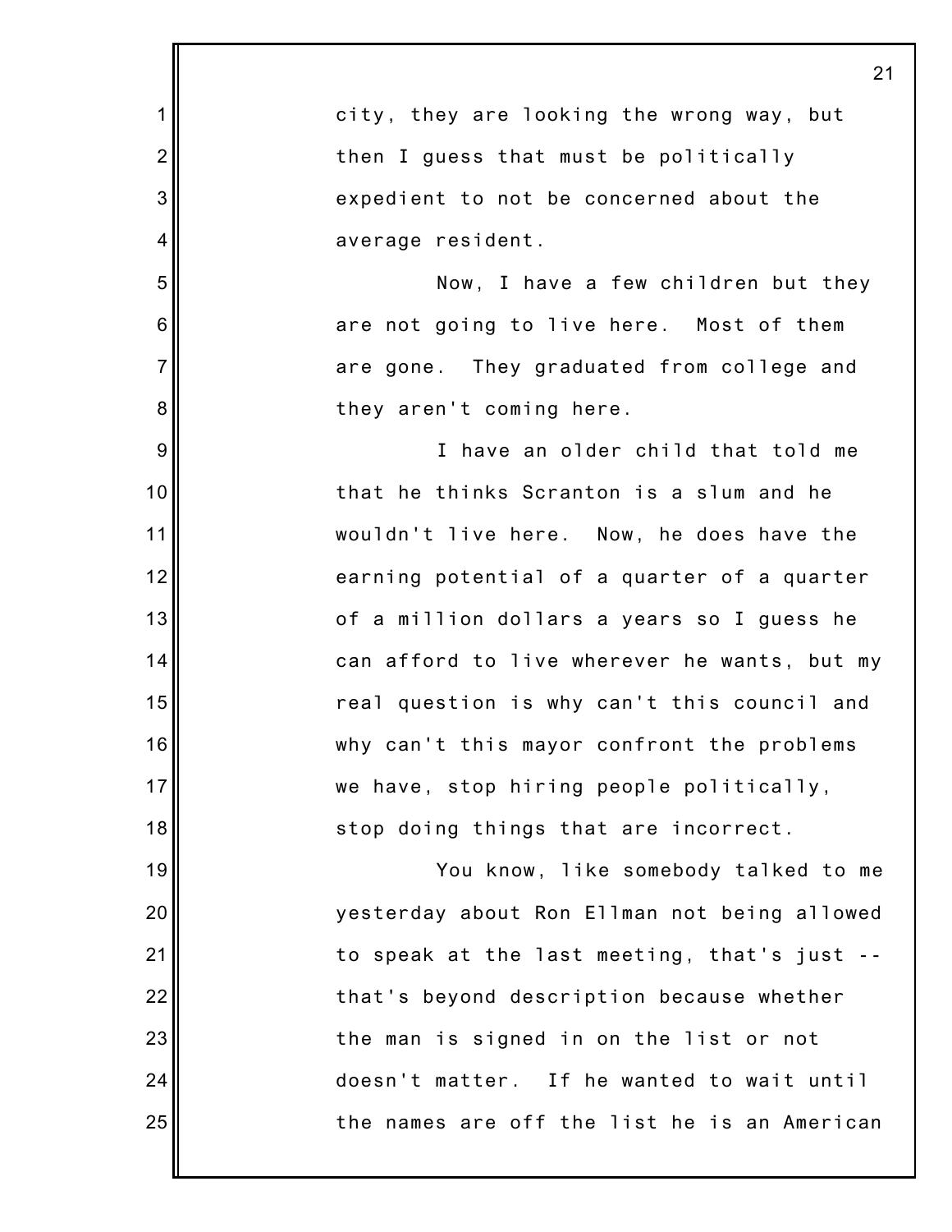city, they are looking the wrong way, but then I guess that must be politically expedient to not be concerned about the average resident.

Now, I have a few children but they are not going to live here. Most of them are gone. They graduated from college and they aren't coming here.

I have an older child that told me that he thinks Scranton is a slum and he wouldn't live here. Now, he does have the earning potential of a quarter of a quarter of a million dollars a years so I guess he can afford to live wherever he wants, but my real question is why can't this council and why can't this mayor confront the problems we have, stop hiring people politically, stop doing things that are incorrect.

You know, like somebody talked to me yesterday about Ron Ellman not being allowed to speak at the last meeting, that's just -- that's beyond description because whether the man is signed in on the list or not doesn't matter. If he wanted to wait until the names are off the list he is an American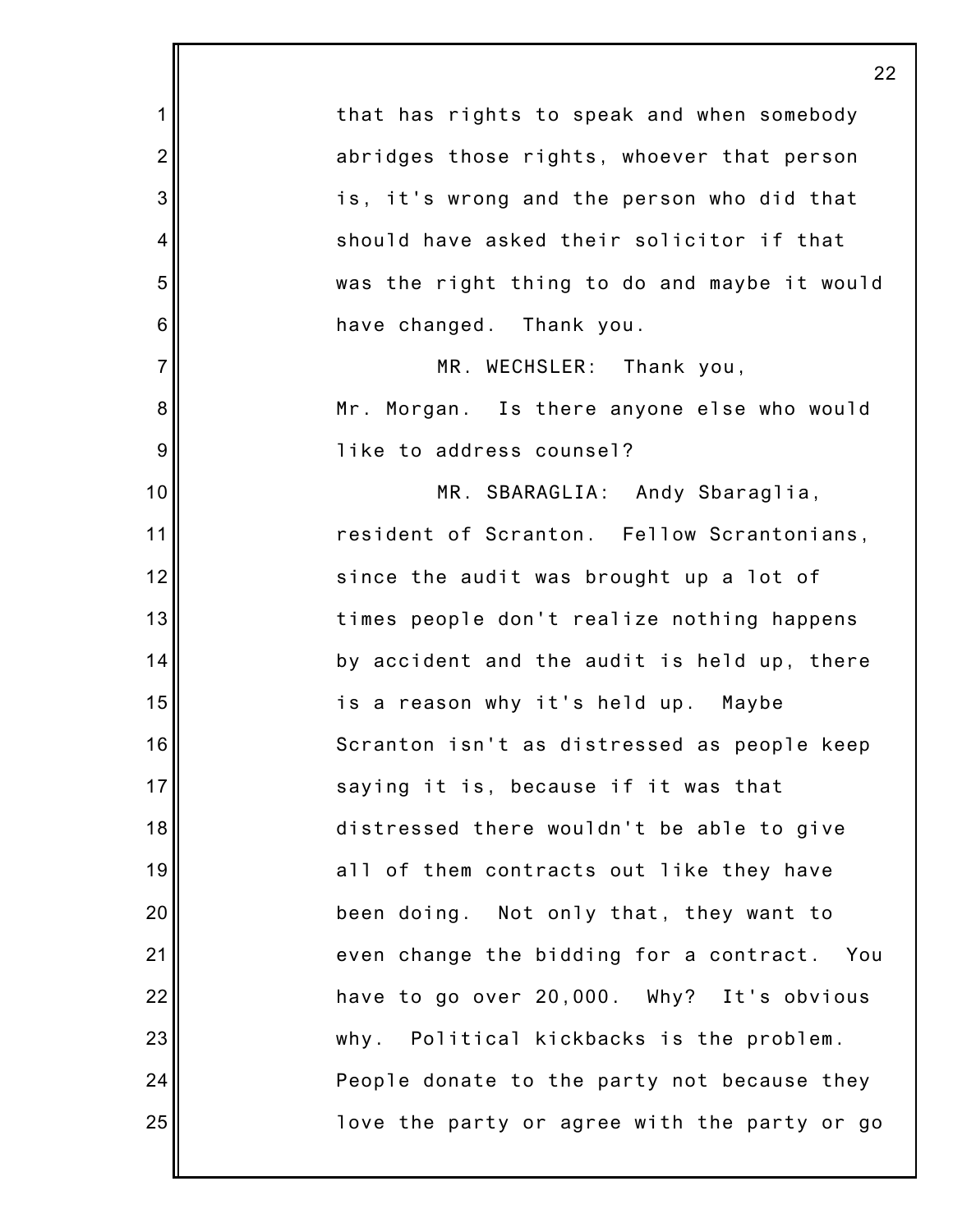that has rights to speak and when somebody abridges those rights, whoever that person is, it's wrong and the person who did that should have asked their solicitor if that was the right thing to do and maybe it would have changed. Thank you.

MR. WECHSLER: Thank you, Mr. Morgan. Is there anyone else who would like to address counsel?

MR. SBARAGLIA: Andy Sbaraglia, resident of Scranton. Fellow Scrantonians, since the audit was brought up a lot of times people don't realize nothing happens by accident and the audit is held up, there is a reason why it's held up. Maybe Scranton isn't as distressed as people keep saying it is, because if it was that distressed there wouldn't be able to give all of them contracts out like they have been doing. Not only that, they want to even change the bidding for a contract. You have to go over 20,000. Why? It's obvious why. Political kickbacks is the problem. People donate to the party not because they love the party or agree with the party or go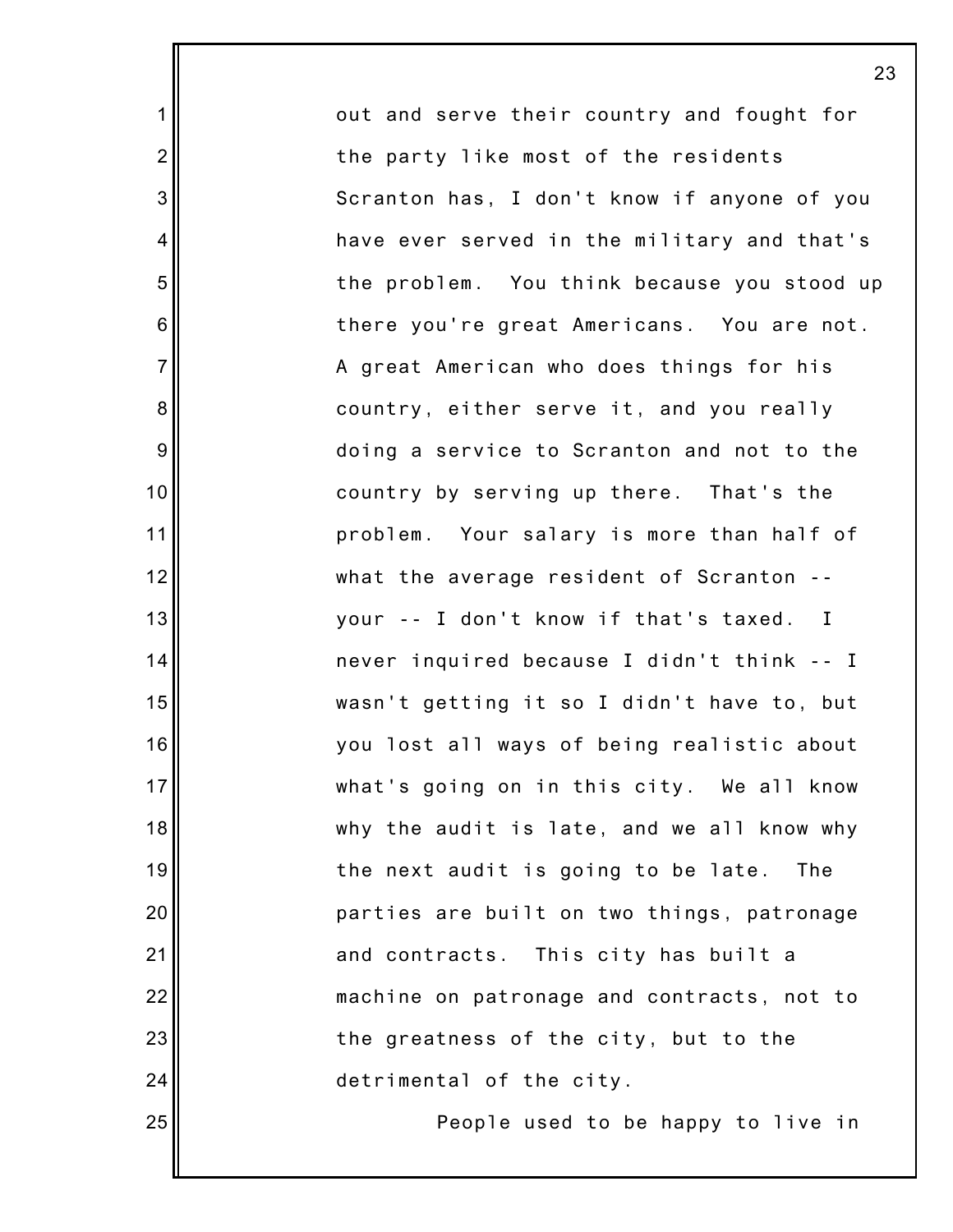out and serve their country and fought for the party like most of the residents Scranton has, I don't know if anyone of you have ever served in the military and that's the problem. You think because you stood up there you're great Americans. You are not. A great American who does things for his country, either serve it, and you really doing a service to Scranton and not to the country by serving up there. That's the problem. Your salary is more than half of what the average resident of Scranton -- your -- I don't know if that's taxed. I never inquired because I didn't think -- I wasn't getting it so I didn't have to, but you lost all ways of being realistic about what's going on in this city. We all know why the audit is late, and we all know why the next audit is going to be late. The parties are built on two things, patronage and contracts. This city has built a machine on patronage and contracts, not to the greatness of the city, but to the detrimental of the city.

People used to be happy to live in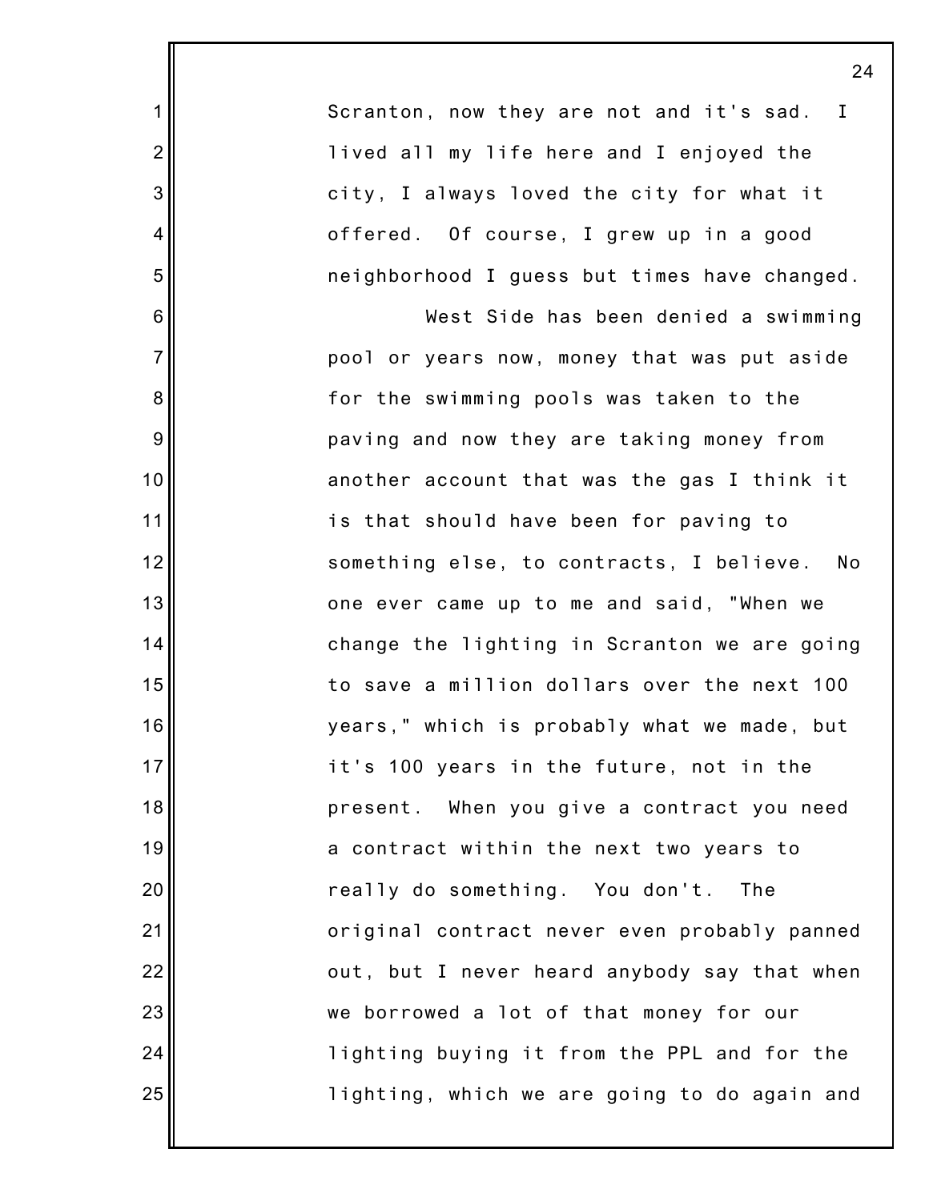Scranton, now they are not and it's sad. I lived all my life here and I enjoyed the city, I always loved the city for what it offered. Of course, I grew up in a good neighborhood I guess but times have changed.

West Side has been denied a swimming pool or years now, money that was put aside for the swimming pools was taken to the paving and now they are taking money from another account that was the gas I think it is that should have been for paving to something else, to contracts, I believe. No one ever came up to me and said, "When we change the lighting in Scranton we are going to save a million dollars over the next 100 years," which is probably what we made, but it's 100 years in the future, not in the present. When you give a contract you need a contract within the next two years to really do something. You don't. The original contract never even probably panned out, but I never heard anybody say that when we borrowed a lot of that money for our lighting buying it from the PPL and for the lighting, which we are going to do again and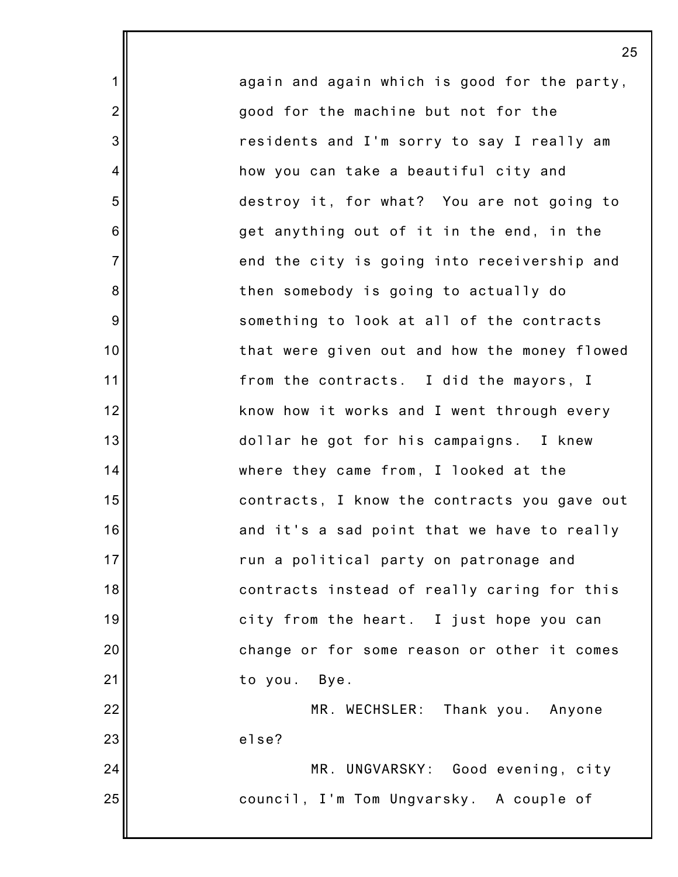again and again which is good for the party, good for the machine but not for the residents and I'm sorry to say I really am how you can take a beautiful city and destroy it, for what? You are not going to get anything out of it in the end, in the end the city is going into receivership and then somebody is going to actually do something to look at all of the contracts that were given out and how the money flowed from the contracts. I did the mayors, I know how it works and I went through every dollar he got for his campaigns. I knew where they came from, I looked at the contracts, I know the contracts you gave out and it's a sad point that we have to really run a political party on patronage and contracts instead of really caring for this city from the heart. I just hope you can change or for some reason or other it comes to you. Bye.

MR. WECHSLER: Thank you. Anyone else?

MR. UNGVARSKY: Good evening, city council, I'm Tom Ungvarsky. A couple of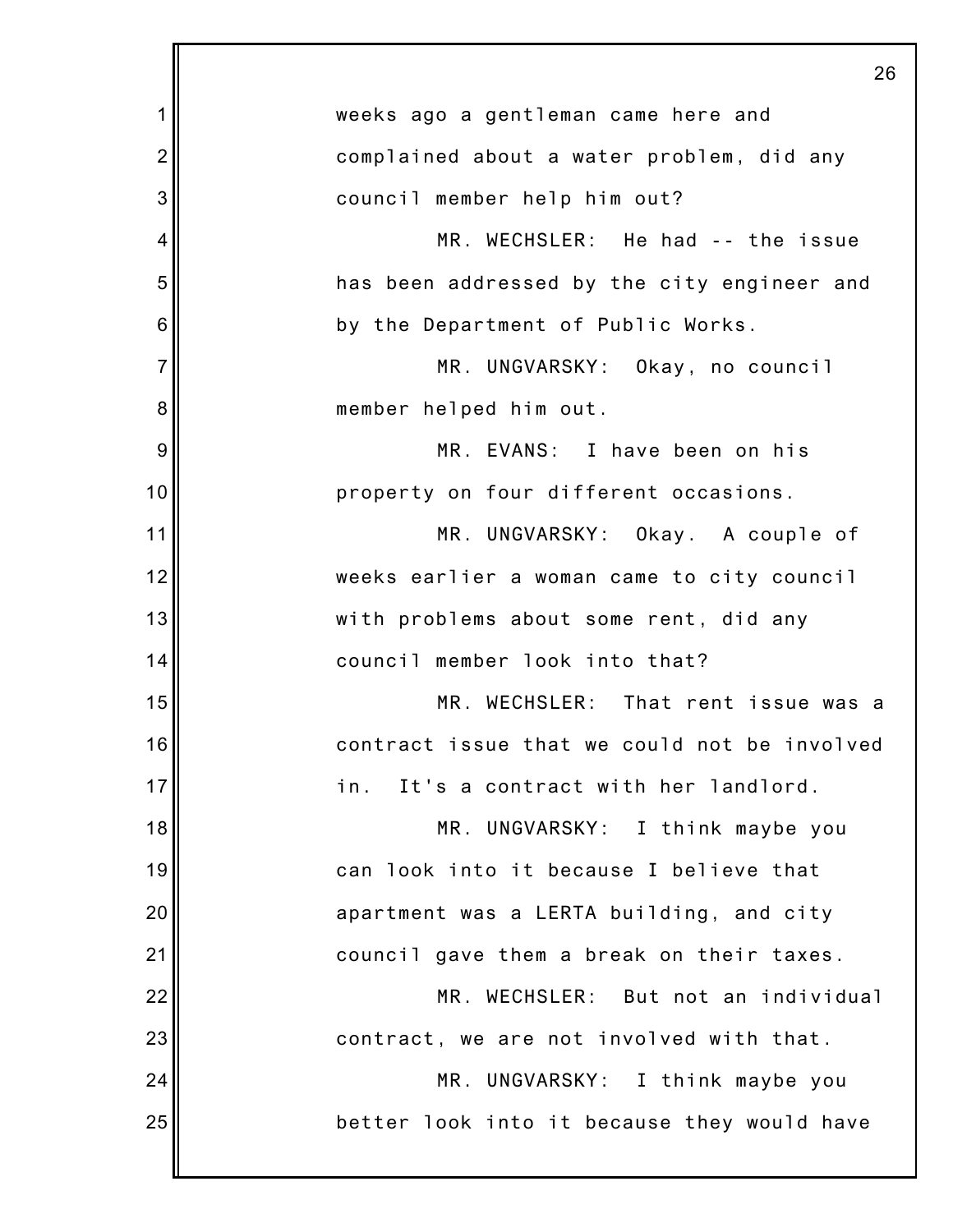weeks ago a gentleman came here and complained about a water problem, did any council member help him out?

MR. WECHSLER: He had -- the issue has been addressed by the city engineer and by the Department of Public Works.

MR. UNGVARSKY: Okay, no council member helped him out.

MR. EVANS: I have been on his property on four different occasions.

MR. UNGVARSKY: Okay. A couple of weeks earlier a woman came to city council with problems about some rent, did any council member look into that?

MR. WECHSLER: That rent issue was a contract issue that we could not be involved in. It's a contract with her landlord.

MR. UNGVARSKY: I think maybe you can look into it because I believe that apartment was a LERTA building, and city council gave them a break on their taxes.

MR. WECHSLER: But not an individual contract, we are not involved with that.

MR. UNGVARSKY: I think maybe you better look into it because they would have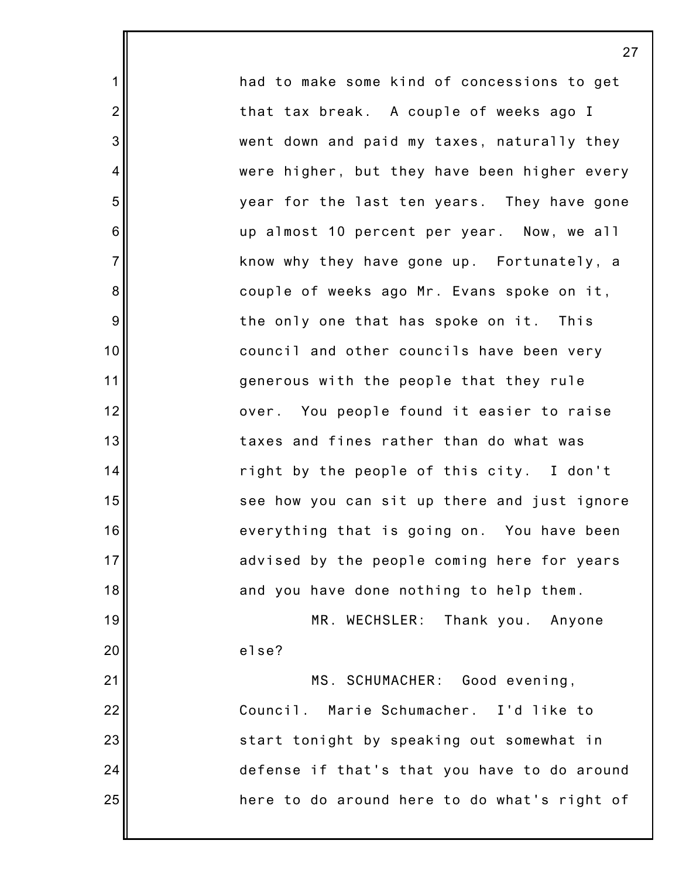had to make some kind of concessions to get that tax break. A couple of weeks ago I went down and paid my taxes, naturally they were higher, but they have been higher every year for the last ten years. They have gone up almost 10 percent per year. Now, we all know why they have gone up. Fortunately, a couple of weeks ago Mr. Evans spoke on it, the only one that has spoke on it. This council and other councils have been very generous with the people that they rule over. You people found it easier to raise taxes and fines rather than do what was right by the people of this city. I don't see how you can sit up there and just ignore everything that is going on. You have been advised by the people coming here for years and you have done nothing to help them.

MR. WECHSLER: Thank you. Anyone else?

MS. SCHUMACHER: Good evening, Council. Marie Schumacher. I'd like to start tonight by speaking out somewhat in defense if that's that you have to do around here to do around here to do what's right of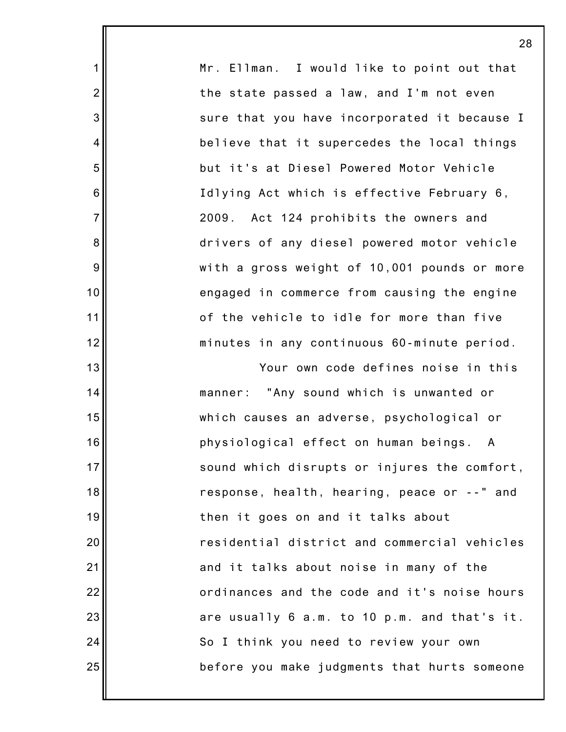Mr. Ellman. I would like to point out that the state passed a law, and I'm not even sure that you have incorporated it because I believe that it supercedes the local things but it's at Diesel Powered Motor Vehicle Idlying Act which is effective February 6, 2009. Act 124 prohibits the owners and drivers of any diesel powered motor vehicle with a gross weight of 10,001 pounds or more engaged in commerce from causing the engine of the vehicle to idle for more than five minutes in any continuous 60-minute period.

Your own code defines noise in this manner: "Any sound which is unwanted or which causes an adverse, psychological or physiological effect on human beings. A sound which disrupts or injures the comfort, response, health, hearing, peace or --" and then it goes on and it talks about residential district and commercial vehicles and it talks about noise in many of the ordinances and the code and it's noise hours are usually 6 a.m. to 10 p.m. and that's it. So I think you need to review your own before you make judgments that hurts someone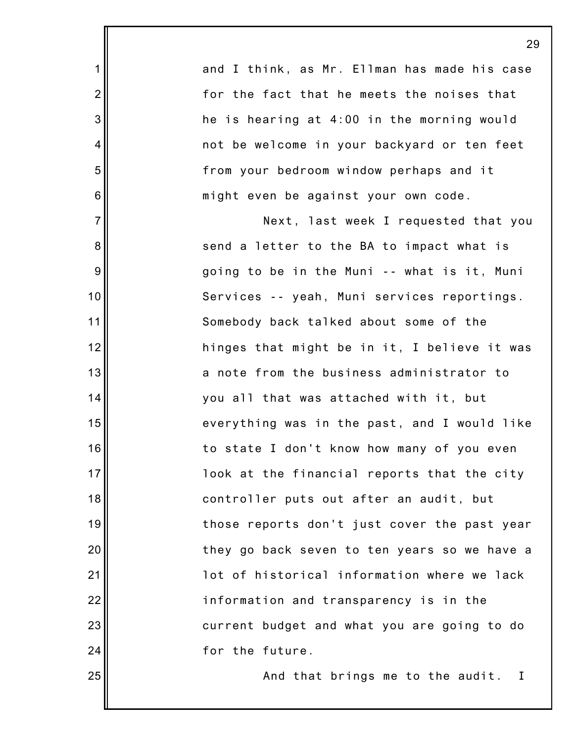and I think, as Mr. Ellman has made his case for the fact that he meets the noises that he is hearing at 4:00 in the morning would not be welcome in your backyard or ten feet from your bedroom window perhaps and it might even be against your own code.

Next, last week I requested that you send a letter to the BA to impact what is going to be in the Muni -- what is it, Muni Services -- yeah, Muni services reportings. Somebody back talked about some of the hinges that might be in it, I believe it was a note from the business administrator to you all that was attached with it, but everything was in the past, and I would like to state I don't know how many of you even look at the financial reports that the city controller puts out after an audit, but those reports don't just cover the past year they go back seven to ten years so we have a lot of historical information where we lack information and transparency is in the current budget and what you are going to do for the future.

And that brings me to the audit. I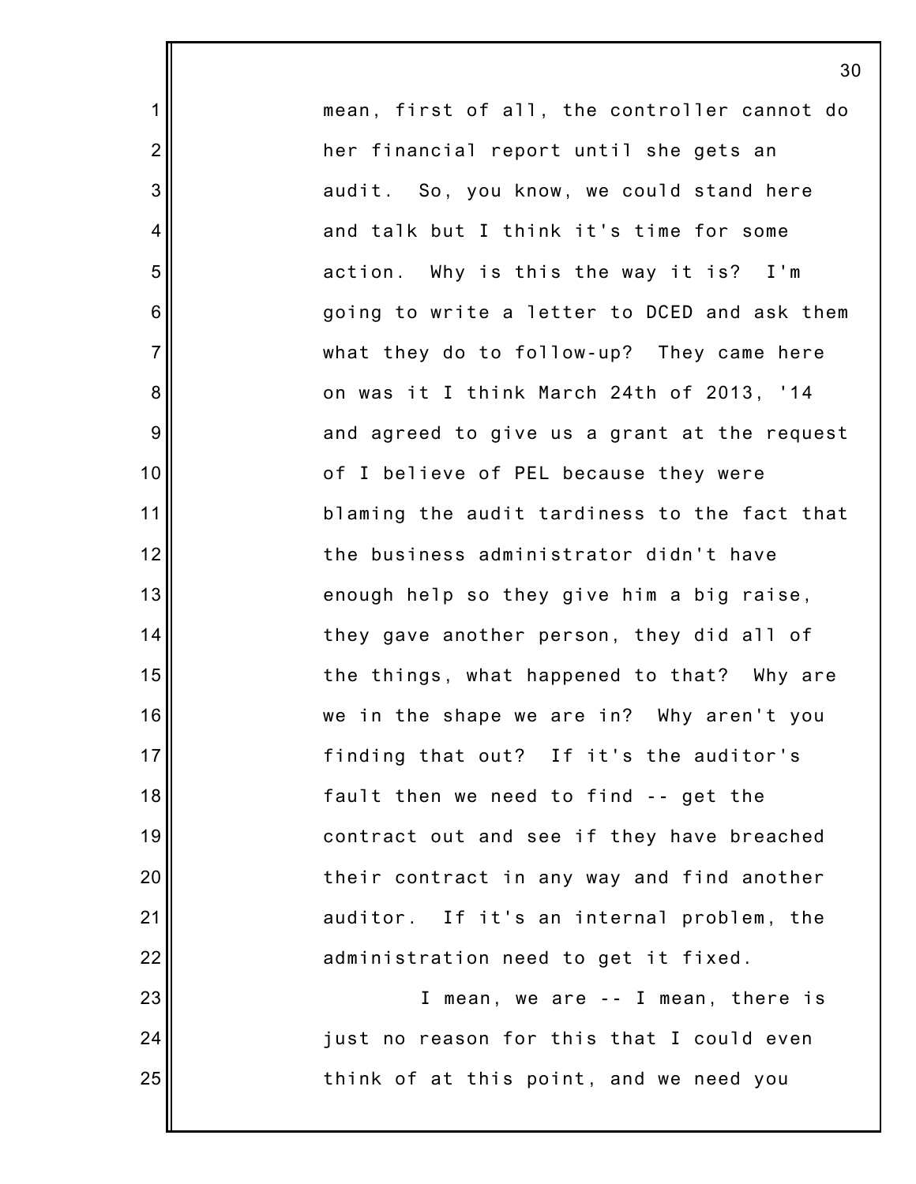mean, first of all, the controller cannot do her financial report until she gets an audit. So, you know, we could stand here and talk but I think it's time for some action. Why is this the way it is? I'm going to write a letter to DCED and ask them what they do to follow-up? They came here on was it I think March 24th of 2013, '14 and agreed to give us a grant at the request of I believe of PEL because they were blaming the audit tardiness to the fact that the business administrator didn't have enough help so they give him a big raise, they gave another person, they did all of the things, what happened to that? Why are we in the shape we are in? Why aren't you finding that out? If it's the auditor's fault then we need to find -- get the contract out and see if they have breached their contract in any way and find another auditor. If it's an internal problem, the administration need to get it fixed.

I mean, we are -- I mean, there is just no reason for this that I could even think of at this point, and we need you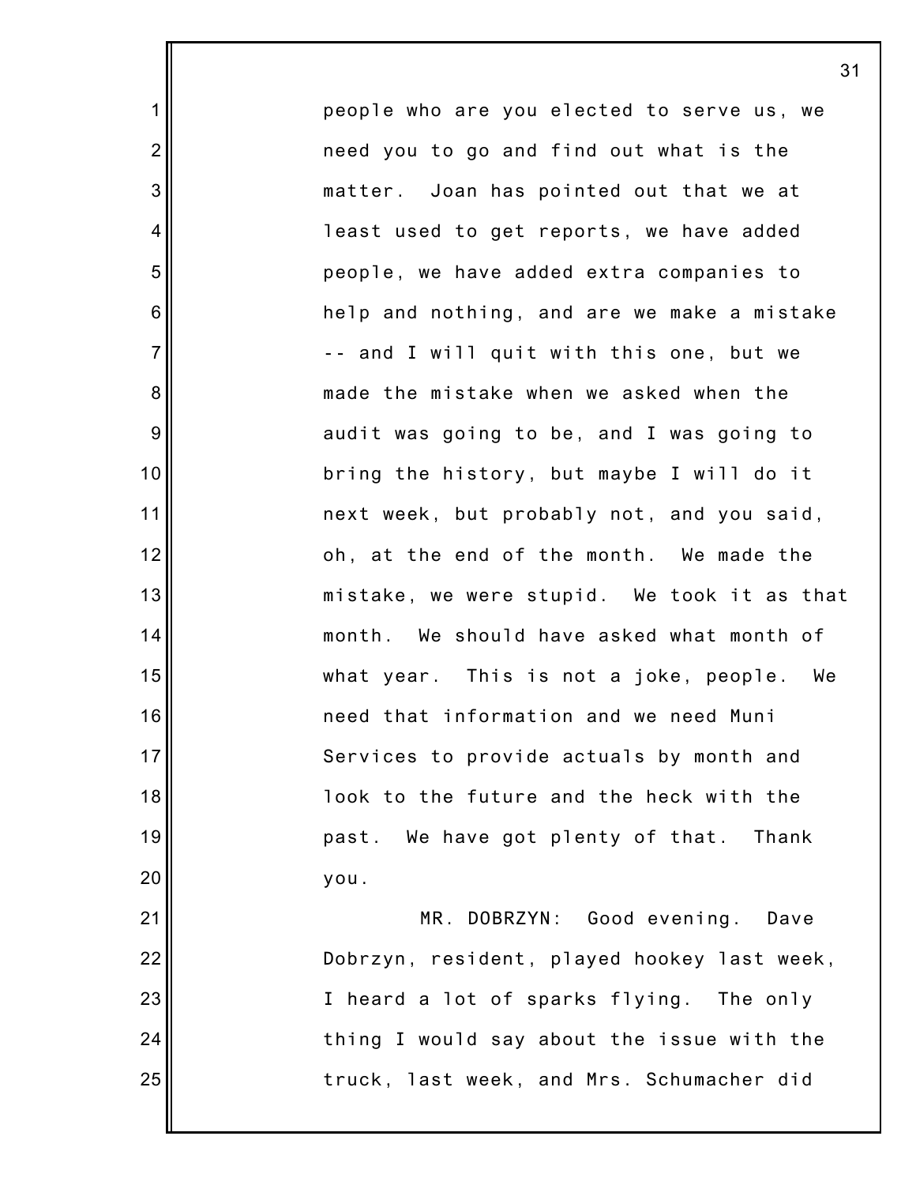people who are you elected to serve us, we need you to go and find out what is the matter. Joan has pointed out that we at least used to get reports, we have added people, we have added extra companies to help and nothing, and are we make a mistake -- and I will quit with this one, but we made the mistake when we asked when the audit was going to be, and I was going to bring the history, but maybe I will do it next week, but probably not, and you said, oh, at the end of the month. We made the mistake, we were stupid. We took it as that month. We should have asked what month of what year. This is not a joke, people. We need that information and we need Muni Services to provide actuals by month and look to the future and the heck with the past. We have got plenty of that. Thank you.

MR. DOBRZYN: Good evening. Dave Dobrzyn, resident, played hookey last week, I heard a lot of sparks flying. The only thing I would say about the issue with the truck, last week, and Mrs. Schumacher did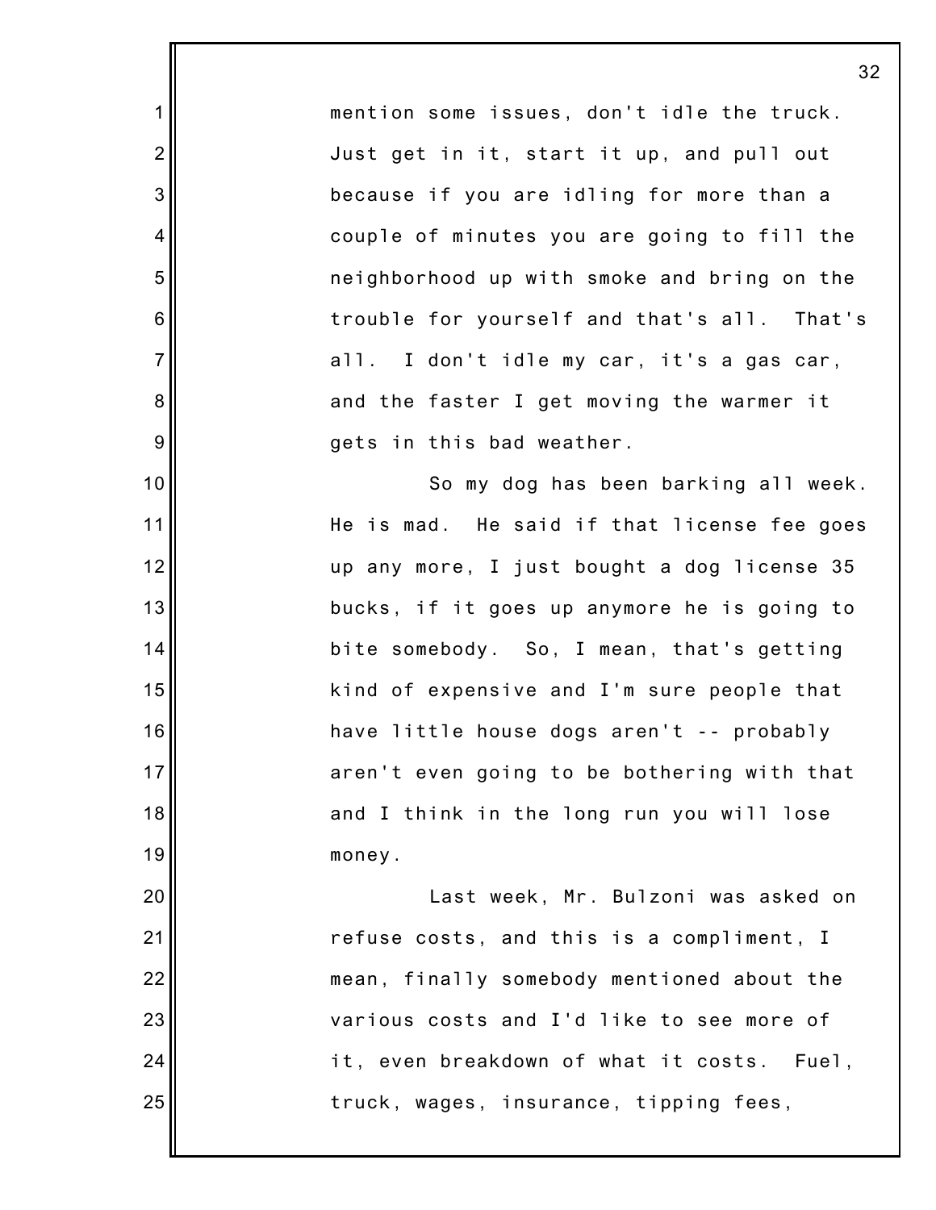mention some issues, don't idle the truck. Just get in it, start it up, and pull out because if you are idling for more than a couple of minutes you are going to fill the neighborhood up with smoke and bring on the trouble for yourself and that's all. That's all. I don't idle my car, it's a gas car, and the faster I get moving the warmer it gets in this bad weather.

So my dog has been barking all week. He is mad. He said if that license fee goes up any more, I just bought a dog license 35 bucks, if it goes up anymore he is going to bite somebody. So, I mean, that's getting kind of expensive and I'm sure people that have little house dogs aren't -- probably aren't even going to be bothering with that and I think in the long run you will lose money.

Last week, Mr. Bulzoni was asked on refuse costs, and this is a compliment, I mean, finally somebody mentioned about the various costs and I'd like to see more of it, even breakdown of what it costs. Fuel, truck, wages, insurance, tipping fees,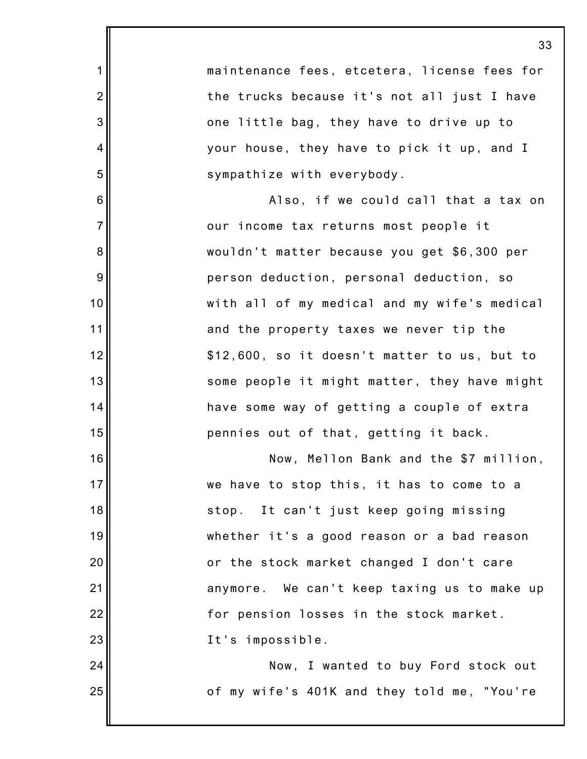maintenance fees, etcetera, license fees for the trucks because it's not all just I have one little bag, they have to drive up to your house, they have to pick it up, and I sympathize with everybody.

Also, if we could call that a tax on our income tax returns most people it wouldn't matter because you get $6,300 per person deduction, personal deduction, so with all of my medical and my wife's medical and the property taxes we never tip the $12,600, so it doesn't matter to us, but to some people it might matter, they have might have some way of getting a couple of extra pennies out of that, getting it back.

Now, Mellon Bank and the $7 million, we have to stop this, it has to come to a stop. It can't just keep going missing whether it's a good reason or a bad reason or the stock market changed I don't care anymore. We can't keep taxing us to make up for pension losses in the stock market. It's impossible.

Now, I wanted to buy Ford stock out of my wife's 401K and they told me, "You're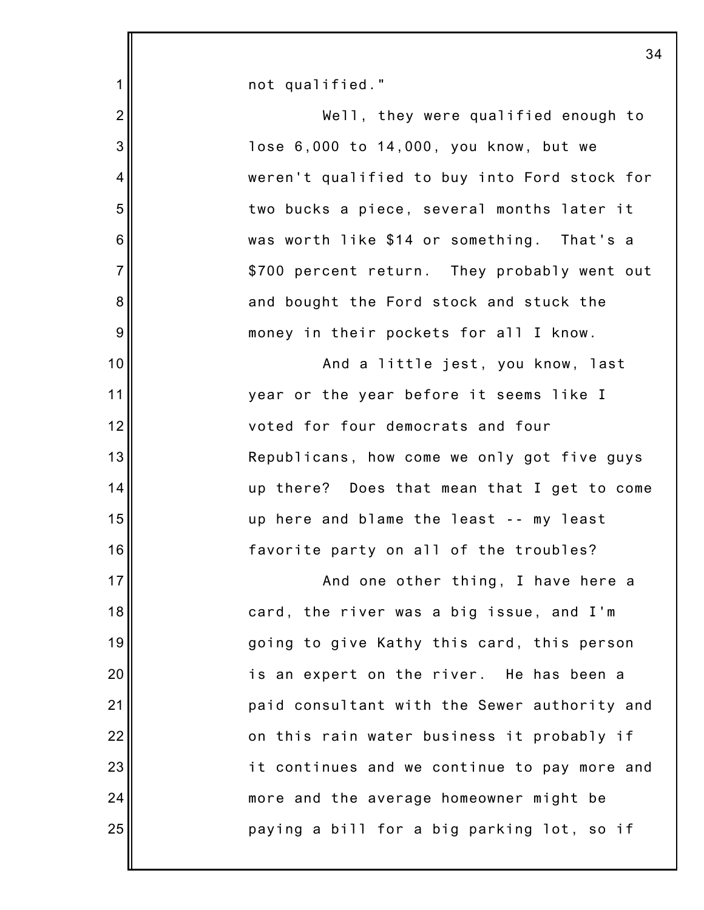not qualified."

Well, they were qualified enough to lose 6,000 to 14,000, you know, but we weren't qualified to buy into Ford stock for two bucks a piece, several months later it was worth like $14 or something. That's a $700 percent return. They probably went out and bought the Ford stock and stuck the money in their pockets for all I know.

And a little jest, you know, last year or the year before it seems like I voted for four democrats and four Republicans, how come we only got five guys up there? Does that mean that I get to come up here and blame the least -- my least favorite party on all of the troubles?

And one other thing, I have here a card, the river was a big issue, and I'm going to give Kathy this card, this person is an expert on the river. He has been a paid consultant with the Sewer authority and on this rain water business it probably if it continues and we continue to pay more and more and the average homeowner might be paying a bill for a big parking lot, so if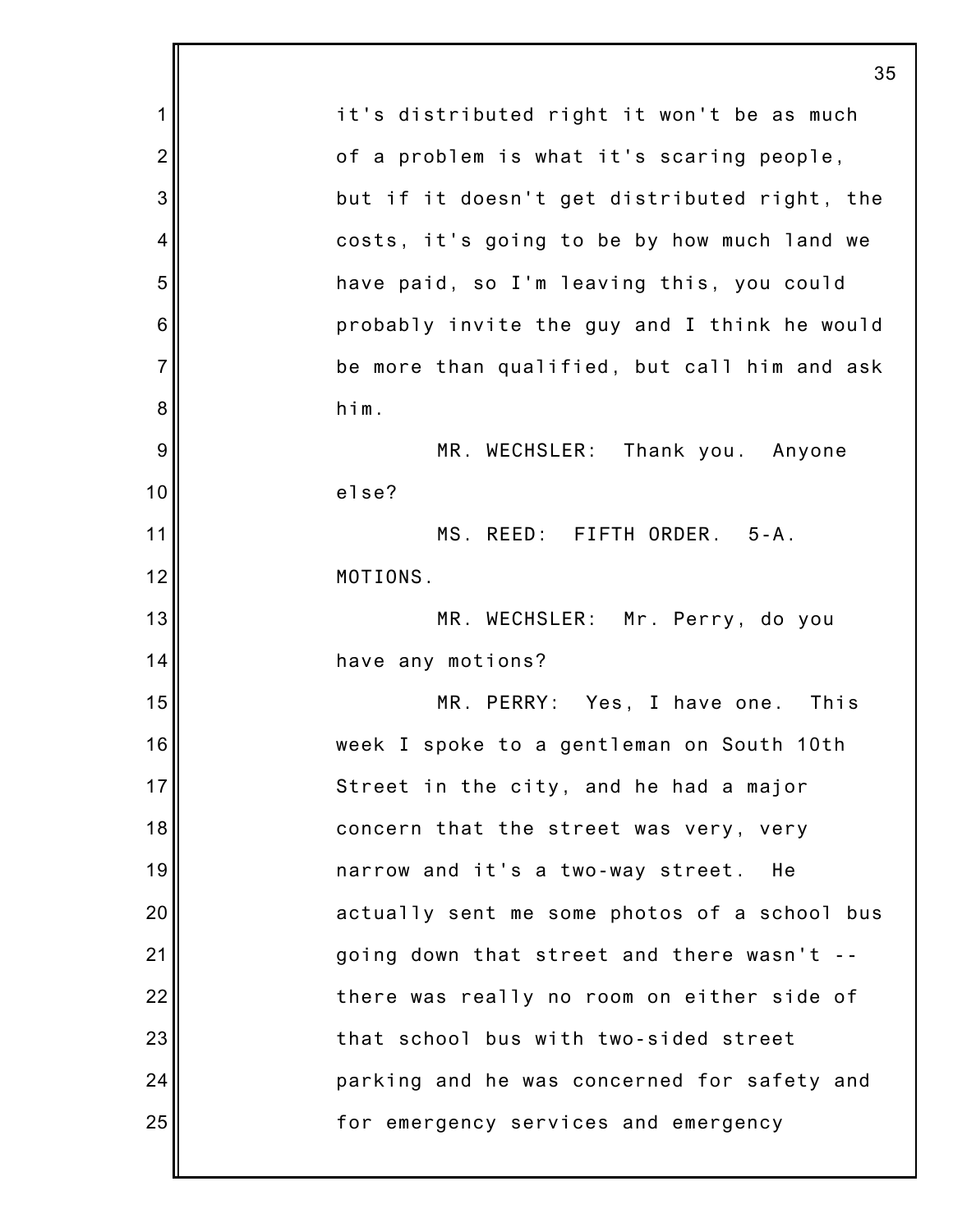it's distributed right it won't be as much of a problem is what it's scaring people, but if it doesn't get distributed right, the costs, it's going to be by how much land we have paid, so I'm leaving this, you could probably invite the guy and I think he would be more than qualified, but call him and ask him.

MR. WECHSLER: Thank you. Anyone else?

MS. REED: FIFTH ORDER. 5-A. MOTIONS.

MR. WECHSLER: Mr. Perry, do you have any motions?

MR. PERRY: Yes, I have one. This week I spoke to a gentleman on South 10th Street in the city, and he had a major concern that the street was very, very narrow and it's a two-way street. He actually sent me some photos of a school bus going down that street and there wasn't -- there was really no room on either side of that school bus with two-sided street parking and he was concerned for safety and for emergency services and emergency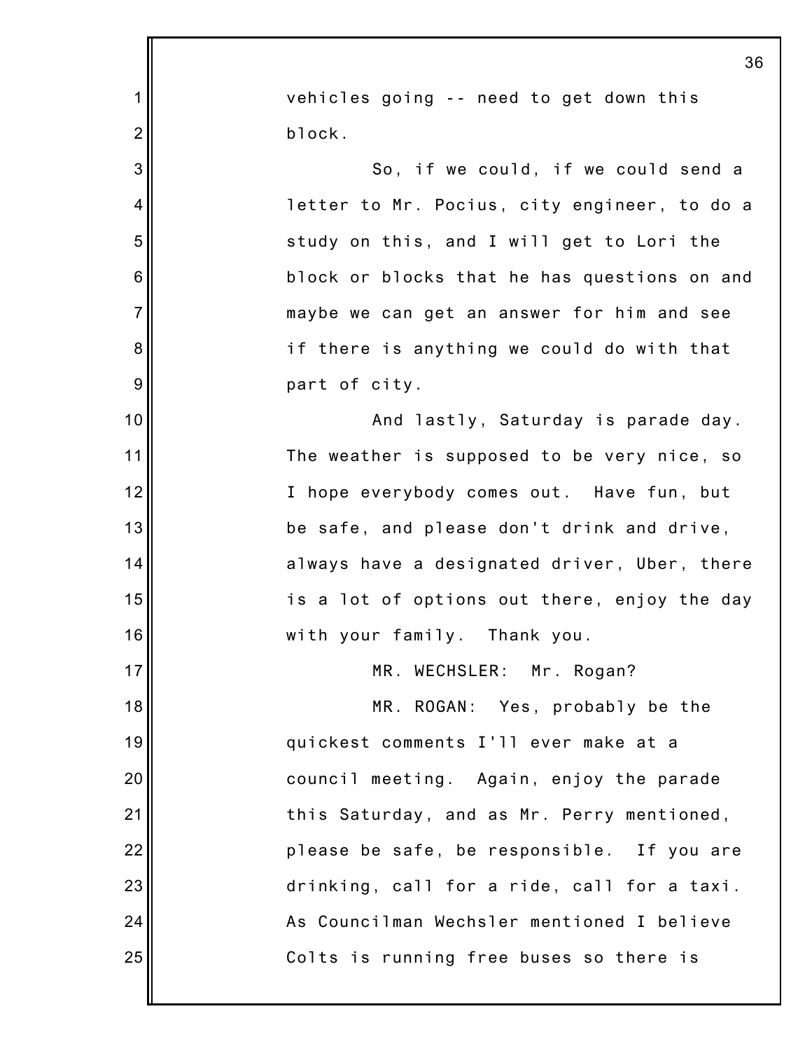vehicles going -- need to get down this block.

So, if we could, if we could send a letter to Mr. Pocius, city engineer, to do a study on this, and I will get to Lori the block or blocks that he has questions on and maybe we can get an answer for him and see if there is anything we could do with that part of city.

And lastly, Saturday is parade day. The weather is supposed to be very nice, so I hope everybody comes out. Have fun, but be safe, and please don't drink and drive, always have a designated driver, Uber, there is a lot of options out there, enjoy the day with your family. Thank you.

MR. WECHSLER: Mr. Rogan?

MR. ROGAN: Yes, probably be the quickest comments I'll ever make at a council meeting. Again, enjoy the parade this Saturday, and as Mr. Perry mentioned, please be safe, be responsible. If you are drinking, call for a ride, call for a taxi. As Councilman Wechsler mentioned I believe Colts is running free buses so there is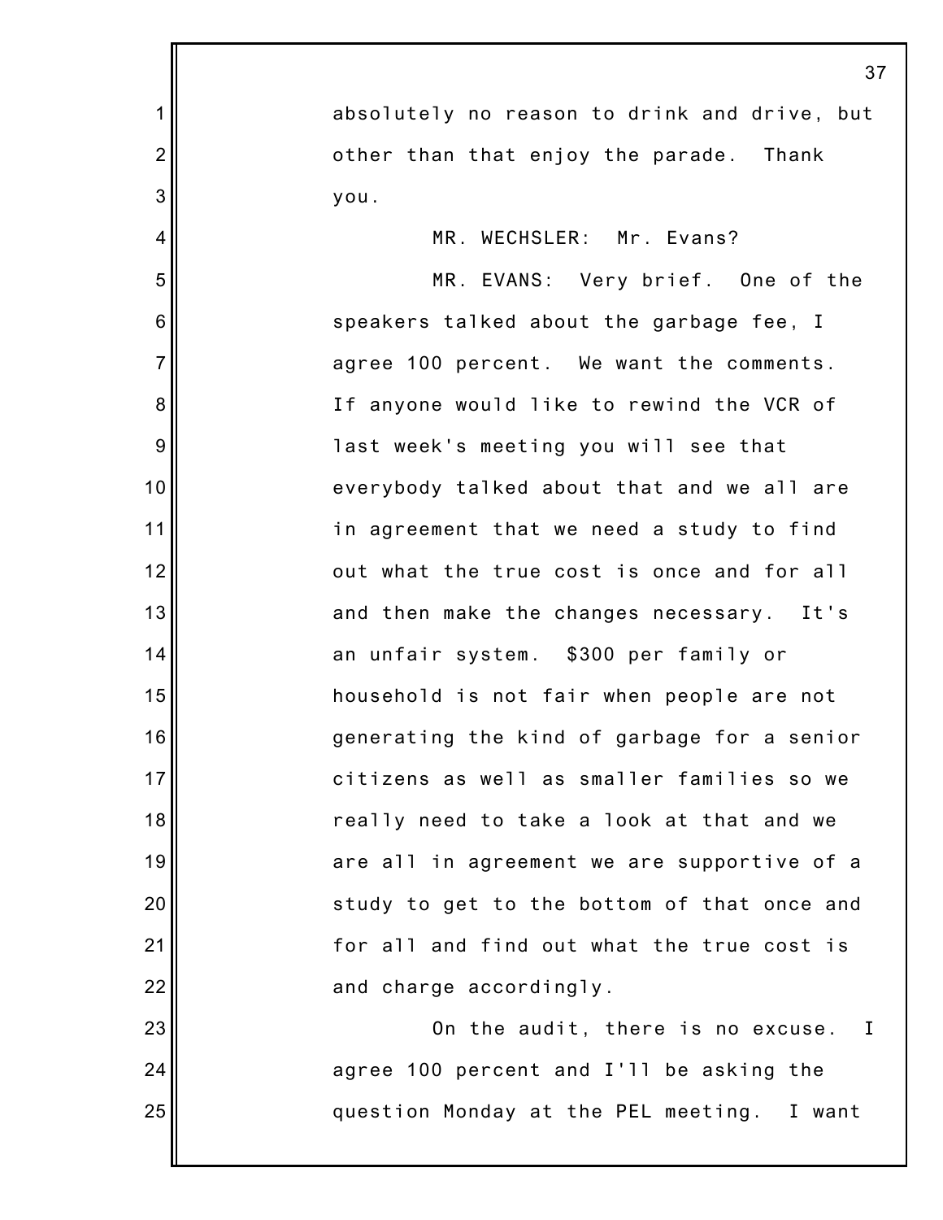absolutely no reason to drink and drive, but other than that enjoy the parade. Thank you.

MR. WECHSLER: Mr. Evans?

MR. EVANS: Very brief. One of the speakers talked about the garbage fee, I agree 100 percent. We want the comments. If anyone would like to rewind the VCR of last week's meeting you will see that everybody talked about that and we all are in agreement that we need a study to find out what the true cost is once and for all and then make the changes necessary. It's an unfair system. $300 per family or household is not fair when people are not generating the kind of garbage for a senior citizens as well as smaller families so we really need to take a look at that and we are all in agreement we are supportive of a study to get to the bottom of that once and for all and find out what the true cost is and charge accordingly.

On the audit, there is no excuse. I agree 100 percent and I'll be asking the question Monday at the PEL meeting. I want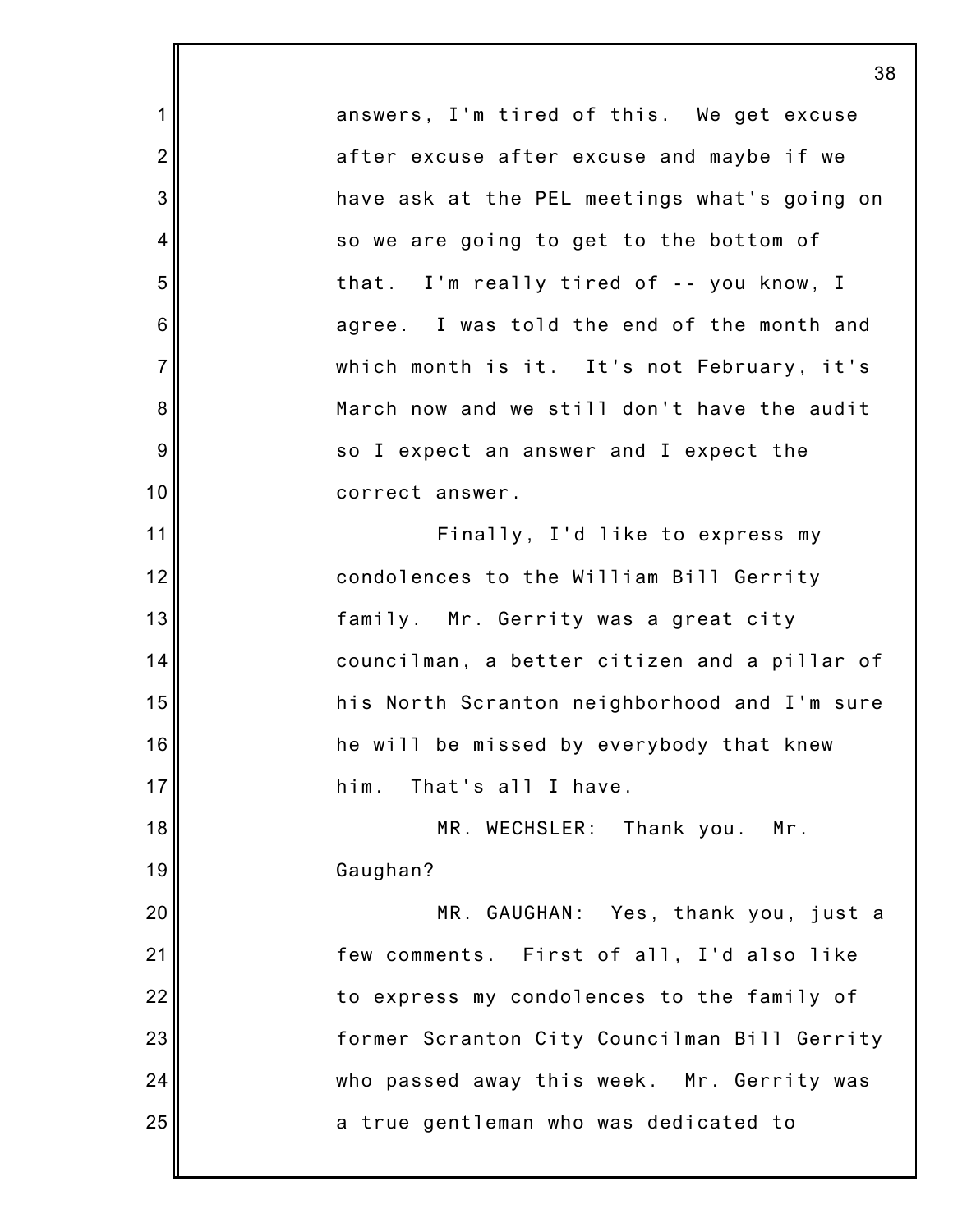answers, I'm tired of this. We get excuse after excuse after excuse and maybe if we have ask at the PEL meetings what's going on so we are going to get to the bottom of that. I'm really tired of -- you know, I agree. I was told the end of the month and which month is it. It's not February, it's March now and we still don't have the audit so I expect an answer and I expect the correct answer.

Finally, I'd like to express my condolences to the William Bill Gerrity family. Mr. Gerrity was a great city councilman, a better citizen and a pillar of his North Scranton neighborhood and I'm sure he will be missed by everybody that knew him. That's all I have.

MR. WECHSLER: Thank you. Mr. Gaughan?

MR. GAUGHAN: Yes, thank you, just a few comments. First of all, I'd also like to express my condolences to the family of former Scranton City Councilman Bill Gerrity who passed away this week. Mr. Gerrity was a true gentleman who was dedicated to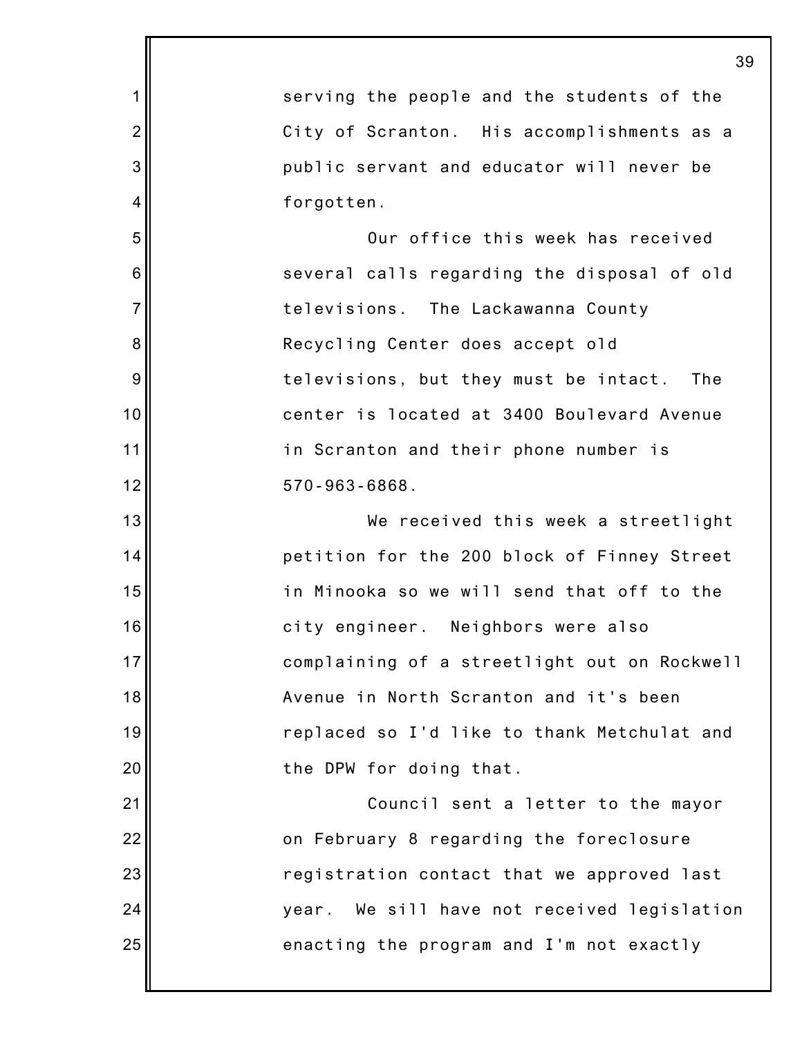serving the people and the students of the City of Scranton. His accomplishments as a public servant and educator will never be forgotten.

Our office this week has received several calls regarding the disposal of old televisions. The Lackawanna County Recycling Center does accept old televisions, but they must be intact. The center is located at 3400 Boulevard Avenue in Scranton and their phone number is 570-963-6868.

We received this week a streetlight petition for the 200 block of Finney Street in Minooka so we will send that off to the city engineer. Neighbors were also complaining of a streetlight out on Rockwell Avenue in North Scranton and it's been replaced so I'd like to thank Metchulat and the DPW for doing that.

Council sent a letter to the mayor on February 8 regarding the foreclosure registration contact that we approved last year. We sill have not received legislation enacting the program and I'm not exactly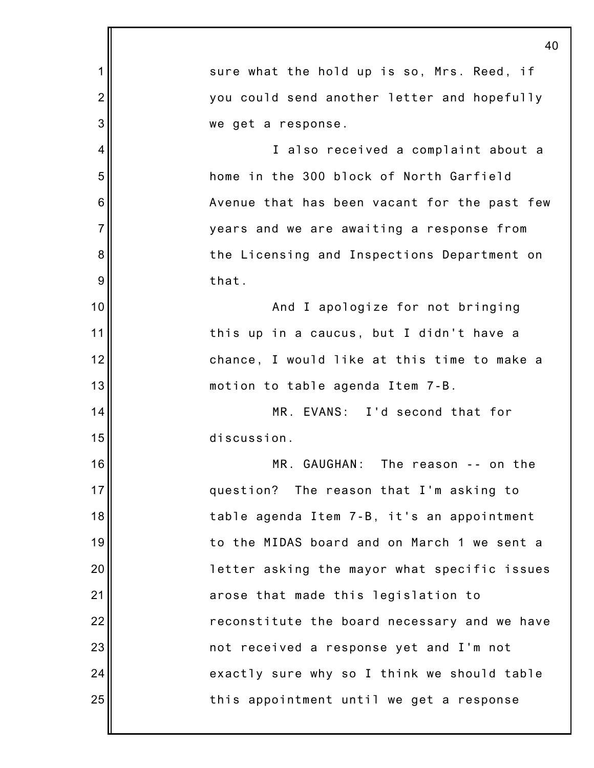sure what the hold up is so, Mrs. Reed, if you could send another letter and hopefully we get a response.

I also received a complaint about a home in the 300 block of North Garfield Avenue that has been vacant for the past few years and we are awaiting a response from the Licensing and Inspections Department on that.

And I apologize for not bringing this up in a caucus, but I didn't have a chance, I would like at this time to make a motion to table agenda Item 7-B.

MR. EVANS: I'd second that for discussion.

MR. GAUGHAN: The reason -- on the question? The reason that I'm asking to table agenda Item 7-B, it's an appointment to the MIDAS board and on March 1 we sent a letter asking the mayor what specific issues arose that made this legislation to reconstitute the board necessary and we have not received a response yet and I'm not exactly sure why so I think we should table this appointment until we get a response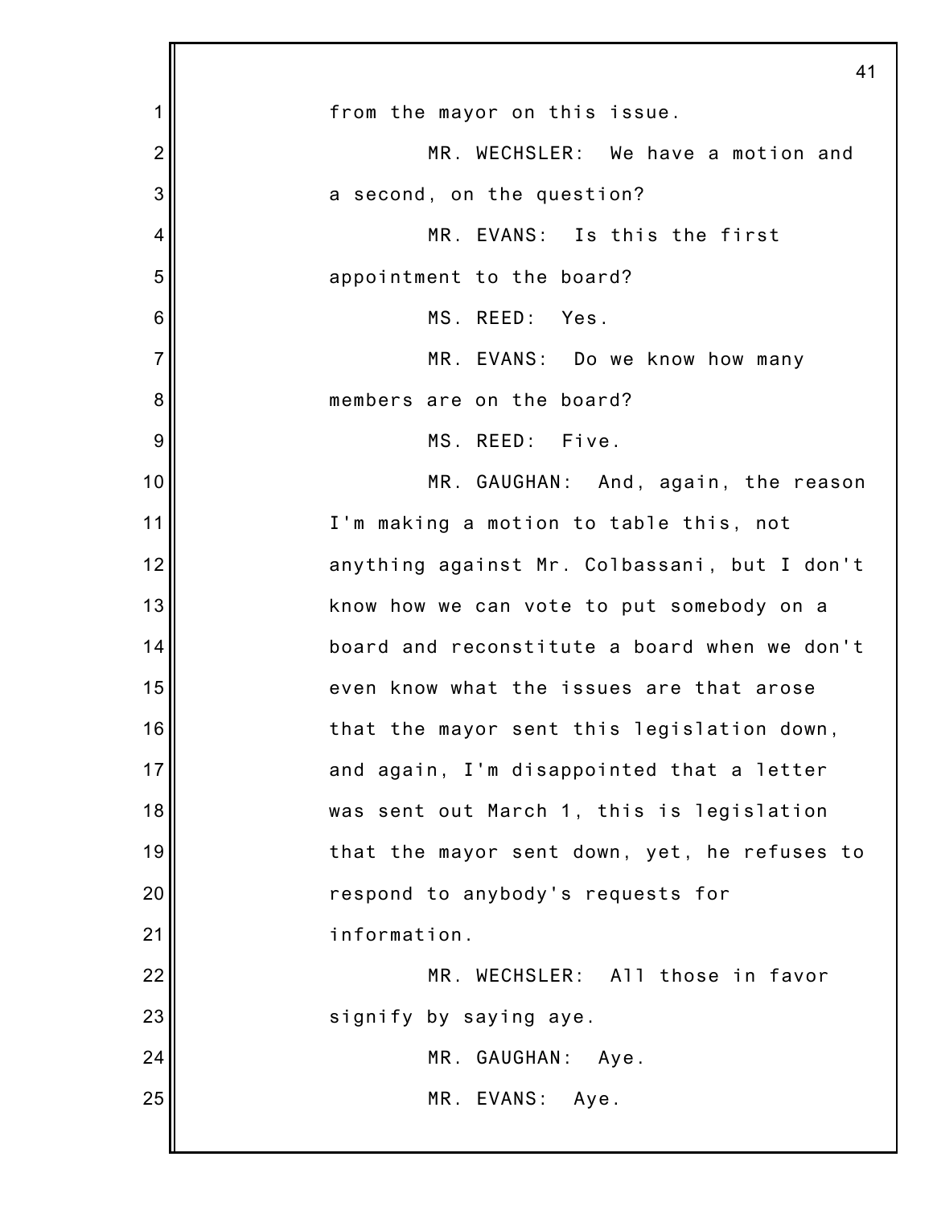from the mayor on this issue.

MR. WECHSLER: We have a motion and a second, on the question?

MR. EVANS: Is this the first appointment to the board?

MS. REED: Yes.

MR. EVANS: Do we know how many members are on the board?

MS. REED: Five.

MR. GAUGHAN: And, again, the reason I'm making a motion to table this, not anything against Mr. Colbassani, but I don't know how we can vote to put somebody on a board and reconstitute a board when we don't even know what the issues are that arose that the mayor sent this legislation down, and again, I'm disappointed that a letter was sent out March 1, this is legislation that the mayor sent down, yet, he refuses to respond to anybody's requests for information.

MR. WECHSLER: All those in favor signify by saying aye.

MR. GAUGHAN: Aye.

MR. EVANS: Aye.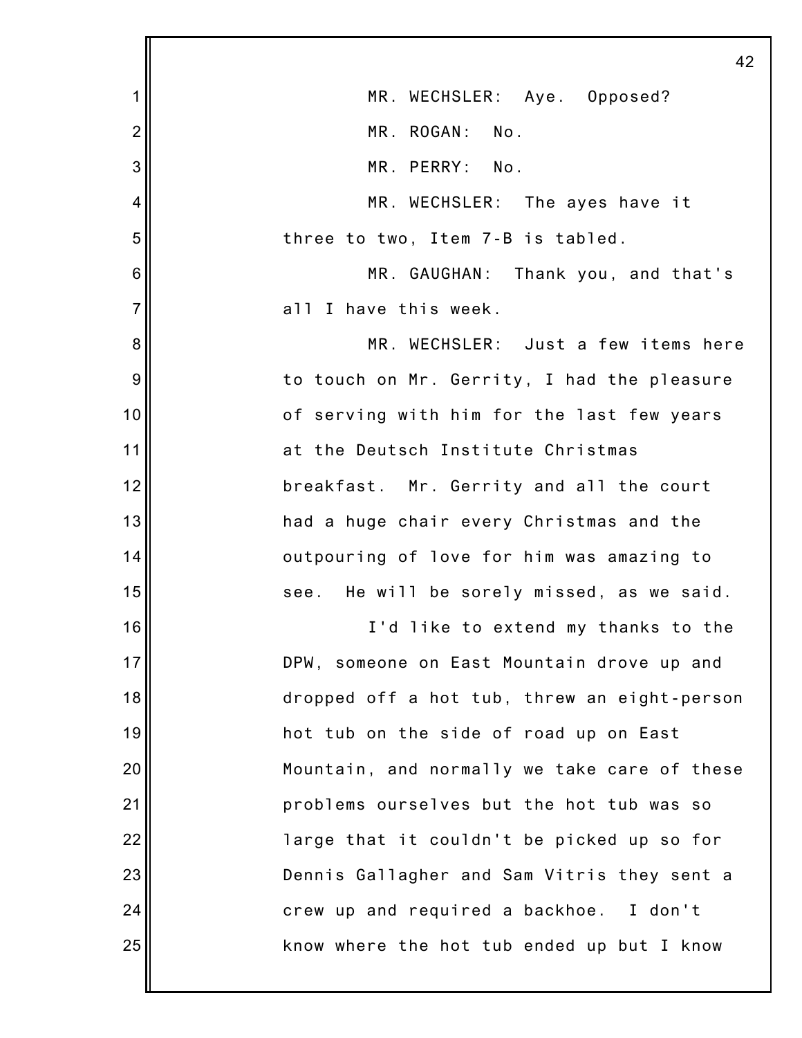MR. WECHSLER: Aye. Opposed?

MR. ROGAN: No.

MR. PERRY: No.

MR. WECHSLER: The ayes have it three to two, Item 7-B is tabled.

MR. GAUGHAN: Thank you, and that's all I have this week.

MR. WECHSLER: Just a few items here to touch on Mr. Gerrity, I had the pleasure of serving with him for the last few years at the Deutsch Institute Christmas breakfast. Mr. Gerrity and all the court had a huge chair every Christmas and the outpouring of love for him was amazing to see. He will be sorely missed, as we said.

I'd like to extend my thanks to the DPW, someone on East Mountain drove up and dropped off a hot tub, threw an eight-person hot tub on the side of road up on East Mountain, and normally we take care of these problems ourselves but the hot tub was so large that it couldn't be picked up so for Dennis Gallagher and Sam Vitris they sent a crew up and required a backhoe. I don't know where the hot tub ended up but I know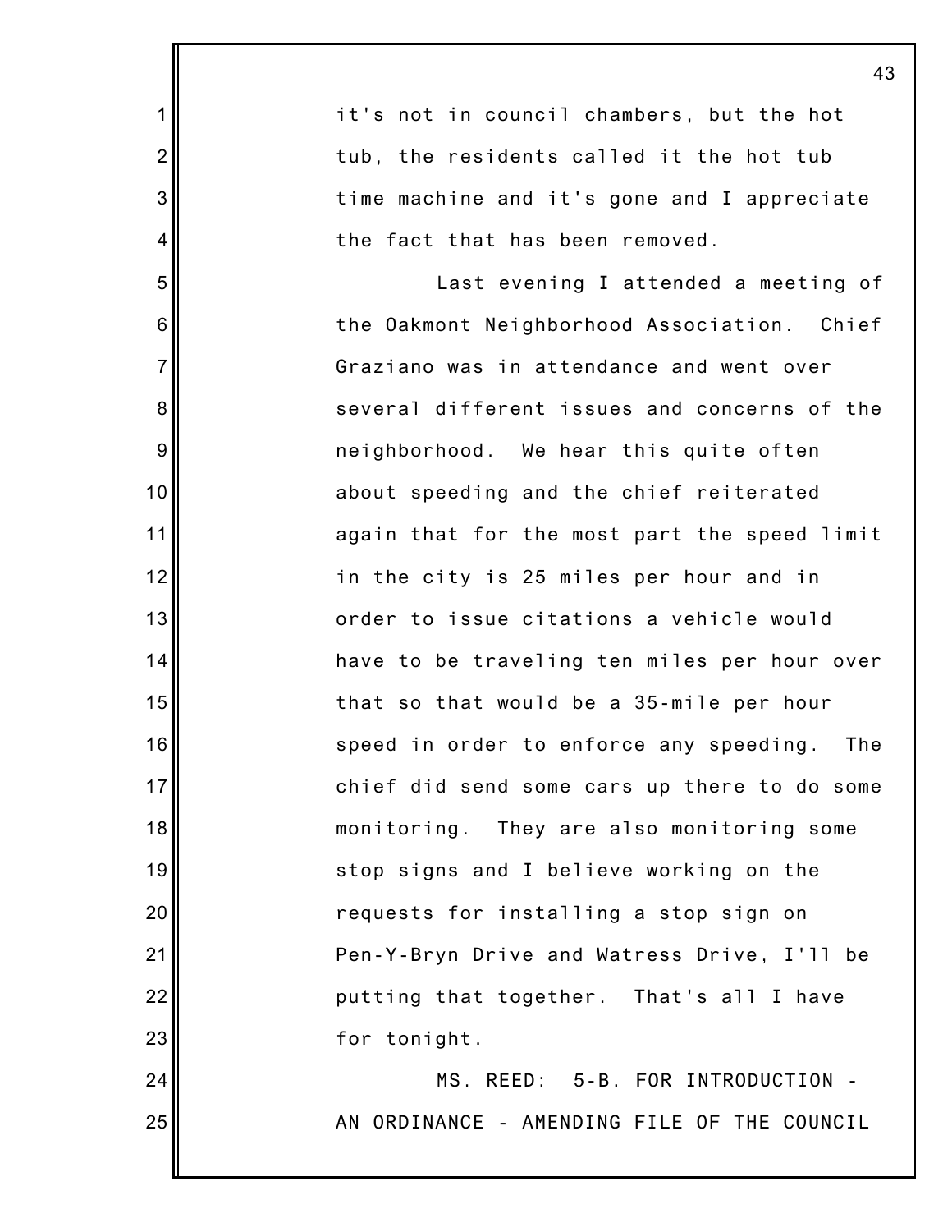it's not in council chambers, but the hot tub, the residents called it the hot tub time machine and it's gone and I appreciate the fact that has been removed.

Last evening I attended a meeting of the Oakmont Neighborhood Association. Chief Graziano was in attendance and went over several different issues and concerns of the neighborhood. We hear this quite often about speeding and the chief reiterated again that for the most part the speed limit in the city is 25 miles per hour and in order to issue citations a vehicle would have to be traveling ten miles per hour over that so that would be a 35-mile per hour speed in order to enforce any speeding. The chief did send some cars up there to do some monitoring. They are also monitoring some stop signs and I believe working on the requests for installing a stop sign on Pen-Y-Bryn Drive and Watress Drive, I'll be putting that together. That's all I have for tonight.

MS. REED: 5-B. FOR INTRODUCTION - AN ORDINANCE - AMENDING FILE OF THE COUNCIL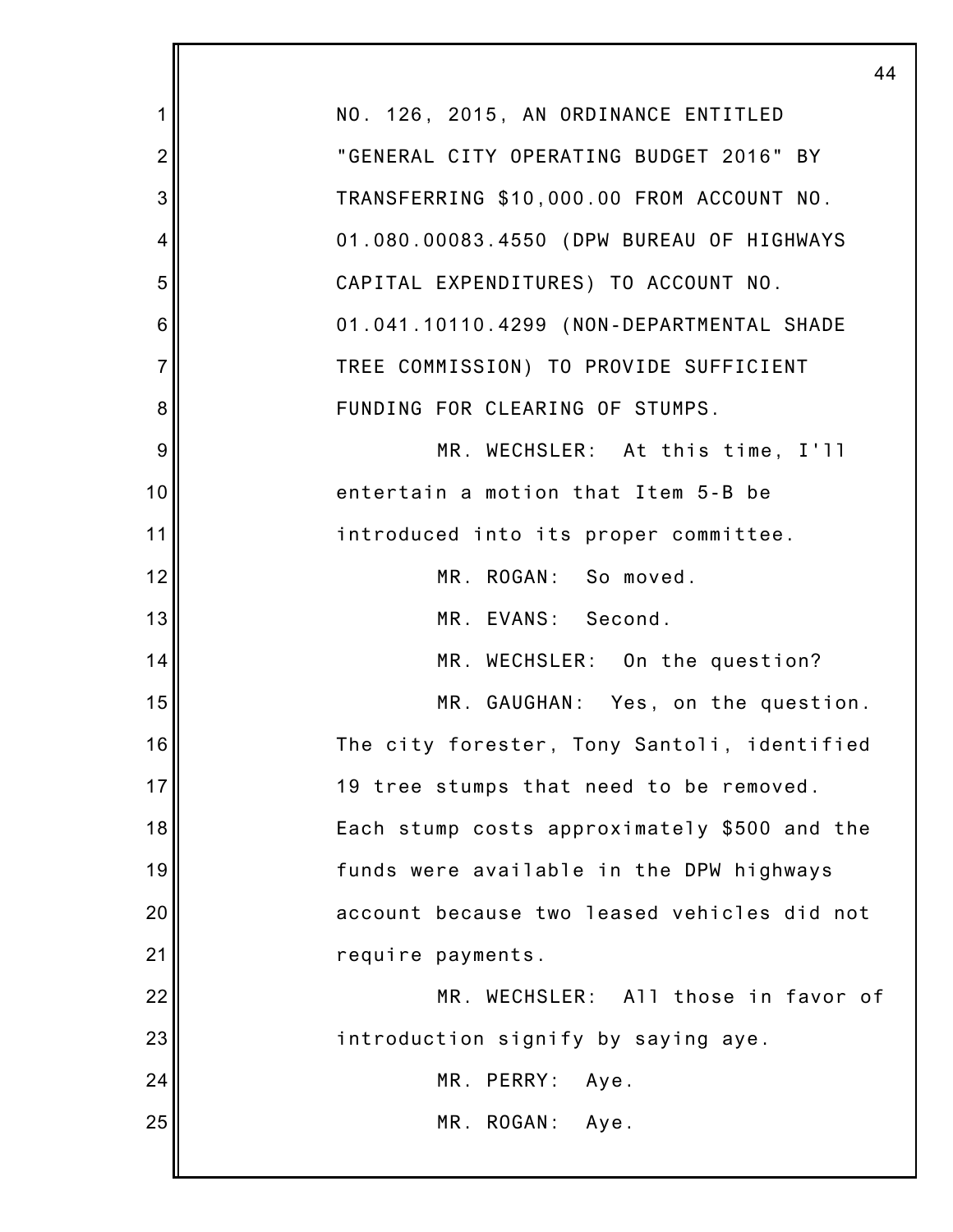NO. 126, 2015, AN ORDINANCE ENTITLED "GENERAL CITY OPERATING BUDGET 2016" BY TRANSFERRING $10,000.00 FROM ACCOUNT NO. 01.080.00083.4550 (DPW BUREAU OF HIGHWAYS CAPITAL EXPENDITURES) TO ACCOUNT NO. 01.041.10110.4299 (NON-DEPARTMENTAL SHADE TREE COMMISSION) TO PROVIDE SUFFICIENT FUNDING FOR CLEARING OF STUMPS.

MR. WECHSLER: At this time, I'll entertain a motion that Item 5-B be introduced into its proper committee.

MR. ROGAN: So moved.

MR. EVANS: Second.

MR. WECHSLER: On the question?

MR. GAUGHAN: Yes, on the question. The city forester, Tony Santoli, identified 19 tree stumps that need to be removed. Each stump costs approximately $500 and the funds were available in the DPW highways account because two leased vehicles did not require payments.

MR. WECHSLER: All those in favor of introduction signify by saying aye.

MR. PERRY: Aye.

MR. ROGAN: Aye.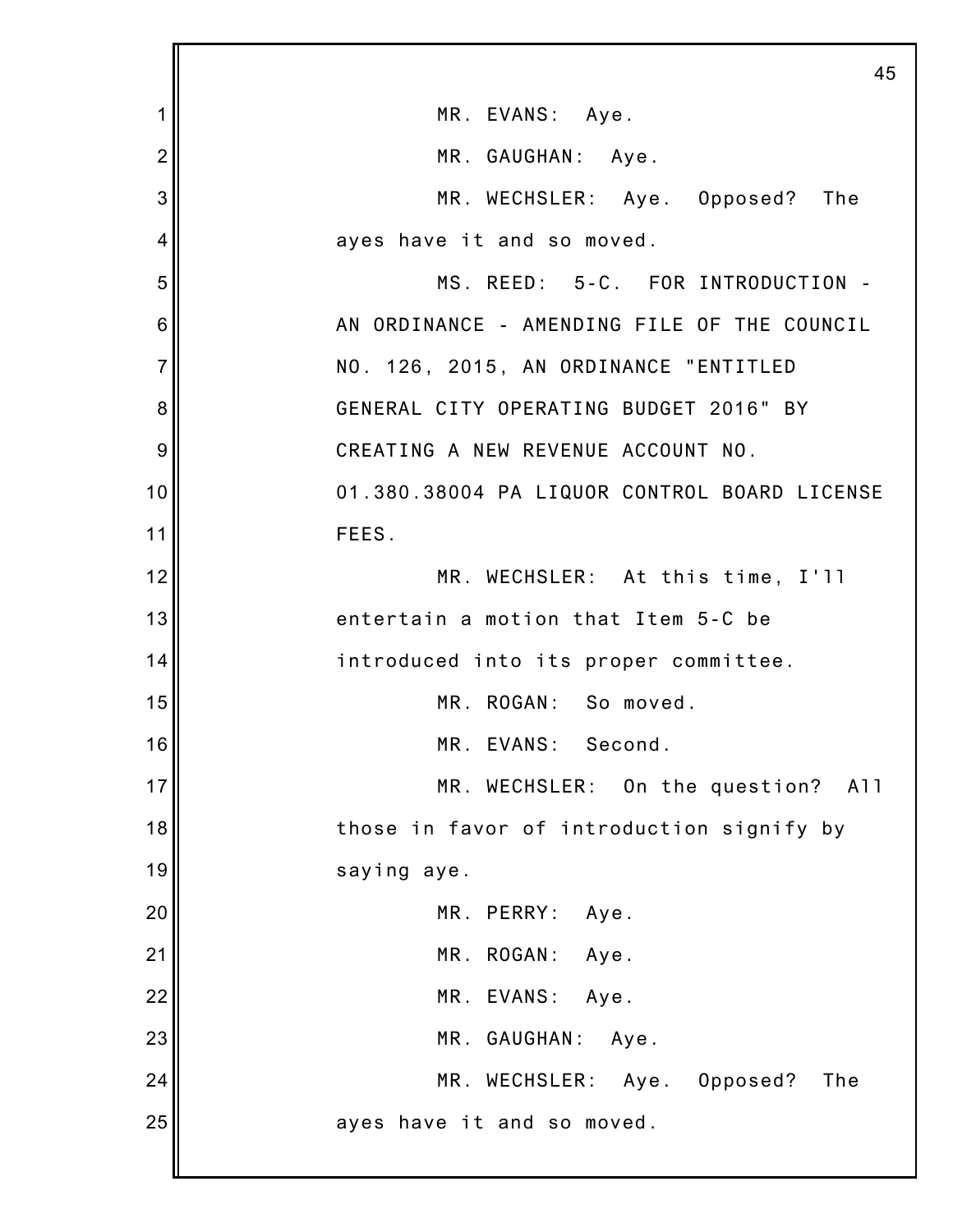MR. EVANS: Aye.

MR. GAUGHAN: Aye.

MR. WECHSLER: Aye. Opposed? The ayes have it and so moved.

MS. REED: 5-C. FOR INTRODUCTION - AN ORDINANCE - AMENDING FILE OF THE COUNCIL NO. 126, 2015, AN ORDINANCE "ENTITLED GENERAL CITY OPERATING BUDGET 2016" BY CREATING A NEW REVENUE ACCOUNT NO. 01.380.38004 PA LIQUOR CONTROL BOARD LICENSE FEES.

MR. WECHSLER: At this time, I'll entertain a motion that Item 5-C be introduced into its proper committee.

MR. ROGAN: So moved.

MR. EVANS: Second.

MR. WECHSLER: On the question? All those in favor of introduction signify by saying aye.

MR. PERRY: Aye.

MR. ROGAN: Aye.

MR. EVANS: Aye.

MR. GAUGHAN: Aye.

MR. WECHSLER: Aye. Opposed? The ayes have it and so moved.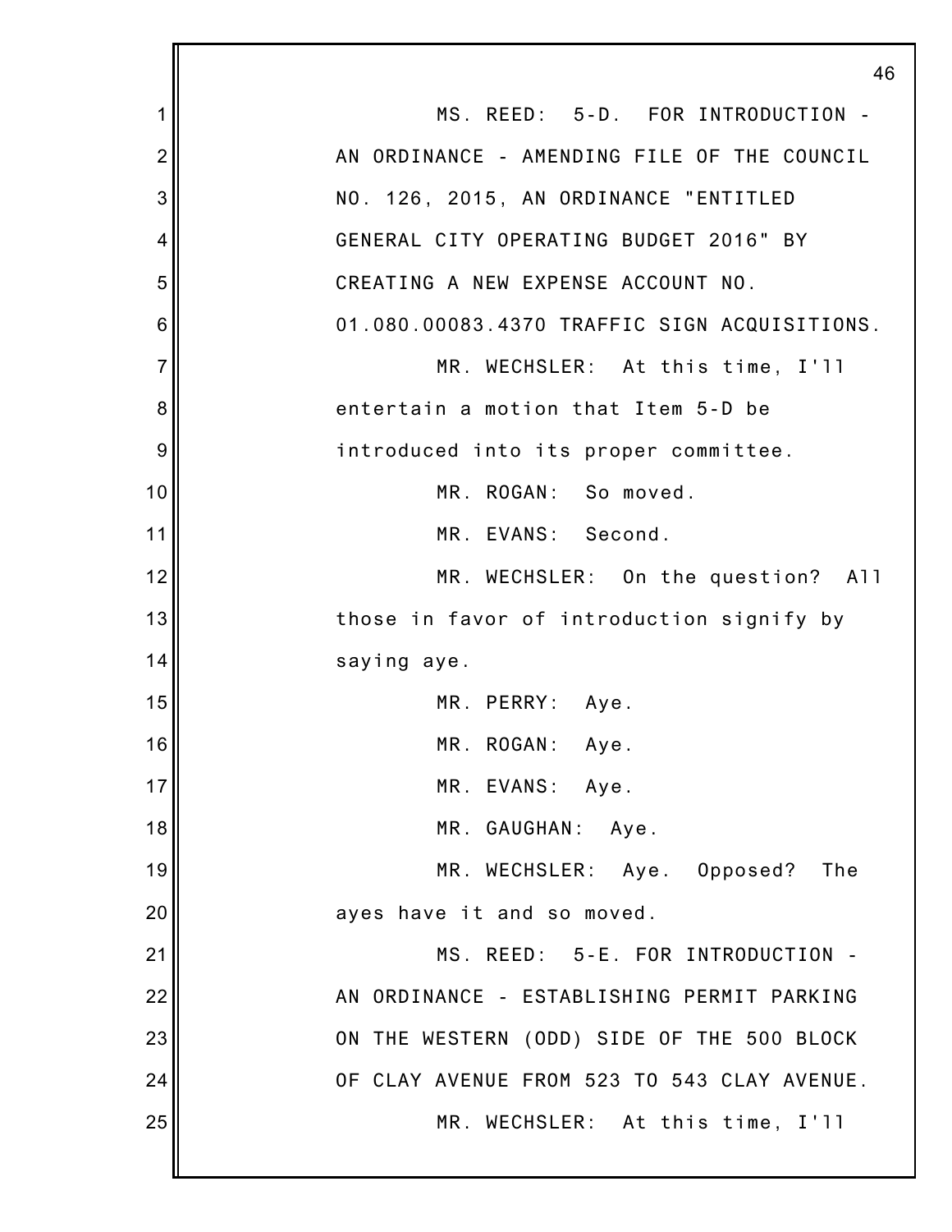MS. REED: 5-D. FOR INTRODUCTION - AN ORDINANCE - AMENDING FILE OF THE COUNCIL NO. 126, 2015, AN ORDINANCE "ENTITLED GENERAL CITY OPERATING BUDGET 2016" BY CREATING A NEW EXPENSE ACCOUNT NO. 01.080.00083.4370 TRAFFIC SIGN ACQUISITIONS.

MR. WECHSLER: At this time, I'll entertain a motion that Item 5-D be introduced into its proper committee.

MR. ROGAN: So moved.

MR. EVANS: Second.

MR. WECHSLER: On the question? All those in favor of introduction signify by saying aye.

MR. PERRY: Aye.

MR. ROGAN: Aye.

MR. EVANS: Aye.

MR. GAUGHAN: Aye.

MR. WECHSLER: Aye. Opposed? The ayes have it and so moved.

MS. REED: 5-E. FOR INTRODUCTION - AN ORDINANCE - ESTABLISHING PERMIT PARKING ON THE WESTERN (ODD) SIDE OF THE 500 BLOCK OF CLAY AVENUE FROM 523 TO 543 CLAY AVENUE.

MR. WECHSLER: At this time, I'll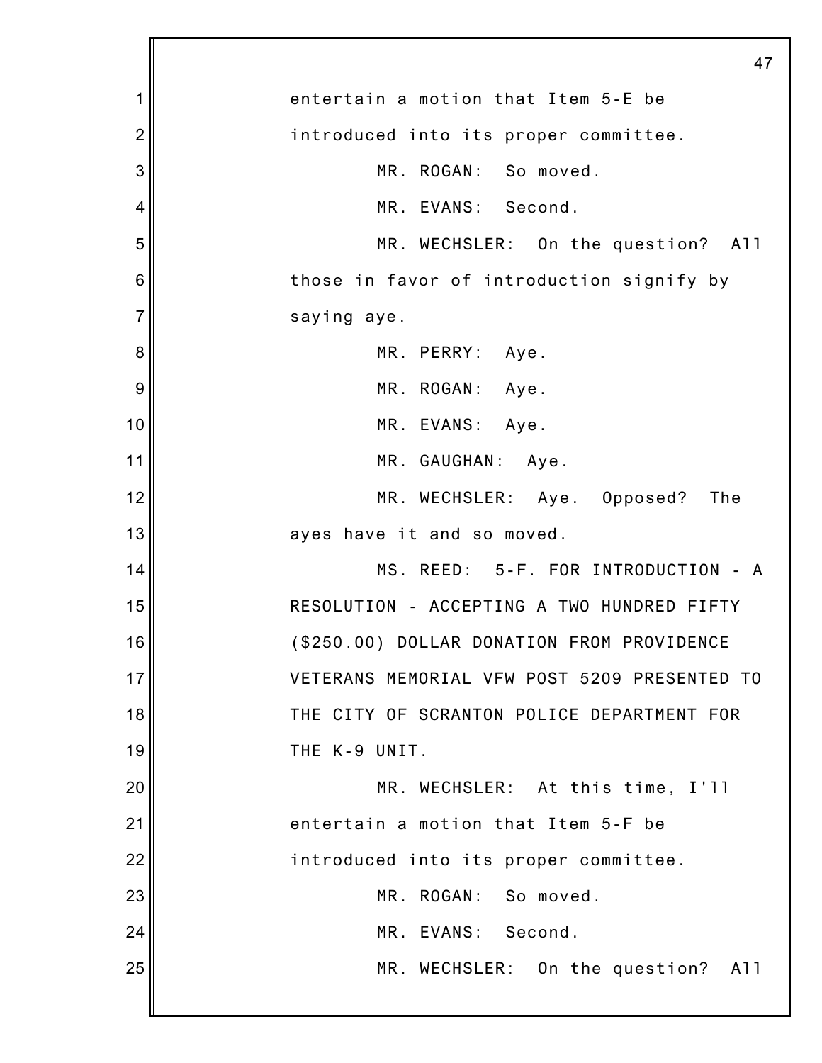entertain a motion that Item 5-E be introduced into its proper committee.

MR. ROGAN: So moved.

MR. EVANS: Second.

MR. WECHSLER: On the question? All those in favor of introduction signify by saying aye.

MR. PERRY: Aye.

MR. ROGAN: Aye.

MR. EVANS: Aye.

MR. GAUGHAN: Aye.

MR. WECHSLER: Aye. Opposed? The ayes have it and so moved.

MS. REED: 5-F. FOR INTRODUCTION - A RESOLUTION - ACCEPTING A TWO HUNDRED FIFTY ($250.00) DOLLAR DONATION FROM PROVIDENCE VETERANS MEMORIAL VFW POST 5209 PRESENTED TO THE CITY OF SCRANTON POLICE DEPARTMENT FOR THE K-9 UNIT.

MR. WECHSLER: At this time, I'll entertain a motion that Item 5-F be introduced into its proper committee.

MR. ROGAN: So moved.

MR. EVANS: Second.

MR. WECHSLER: On the question? All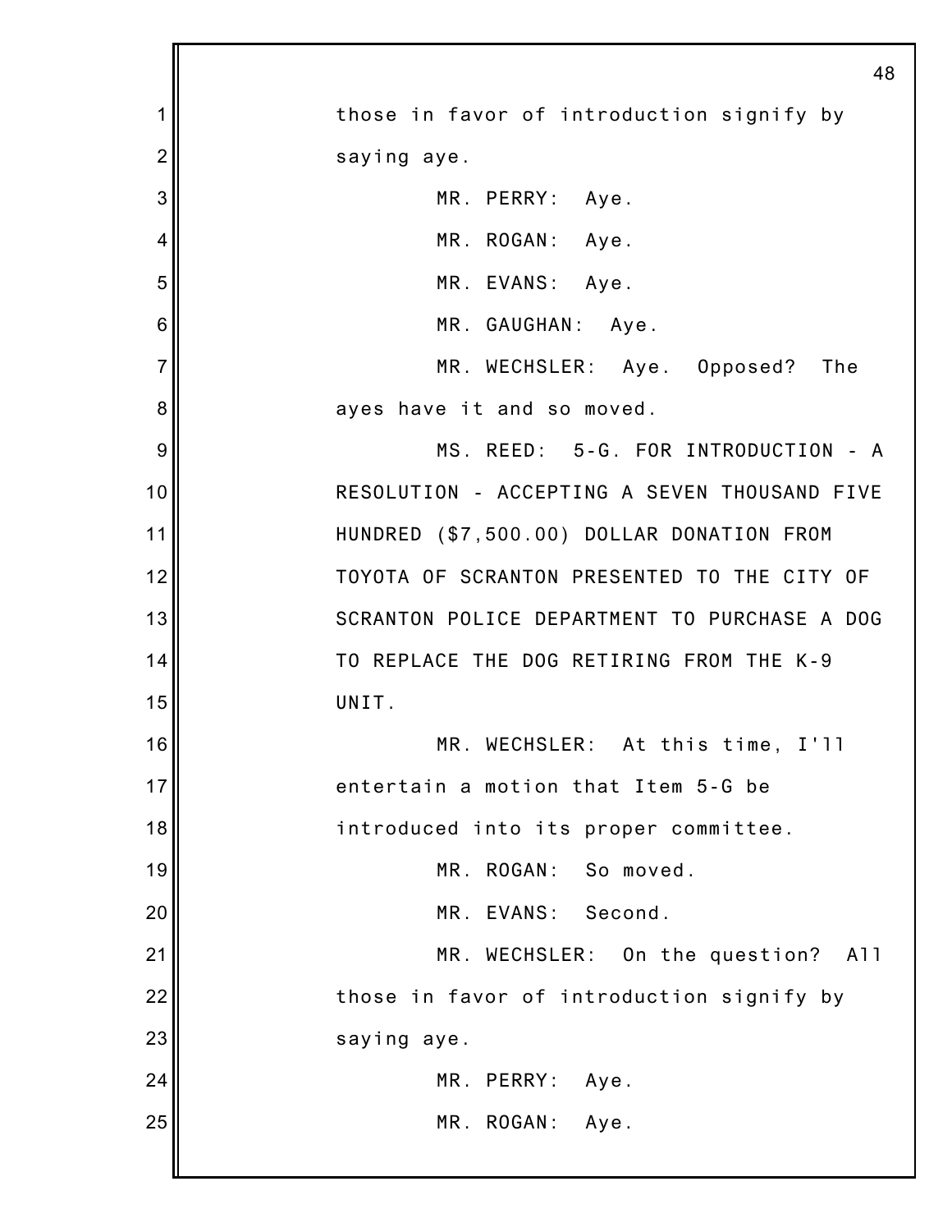those in favor of introduction signify by saying aye.

MR. PERRY: Aye.

MR. ROGAN: Aye.

MR. EVANS: Aye.

MR. GAUGHAN: Aye.

MR. WECHSLER: Aye. Opposed? The ayes have it and so moved.

MS. REED: 5-G. FOR INTRODUCTION - A RESOLUTION - ACCEPTING A SEVEN THOUSAND FIVE HUNDRED ($7,500.00) DOLLAR DONATION FROM TOYOTA OF SCRANTON PRESENTED TO THE CITY OF SCRANTON POLICE DEPARTMENT TO PURCHASE A DOG TO REPLACE THE DOG RETIRING FROM THE K-9 UNIT.

MR. WECHSLER: At this time, I'll entertain a motion that Item 5-G be introduced into its proper committee.

MR. ROGAN: So moved.

MR. EVANS: Second.

MR. WECHSLER: On the question? All those in favor of introduction signify by saying aye.

MR. PERRY: Aye.

MR. ROGAN: Aye.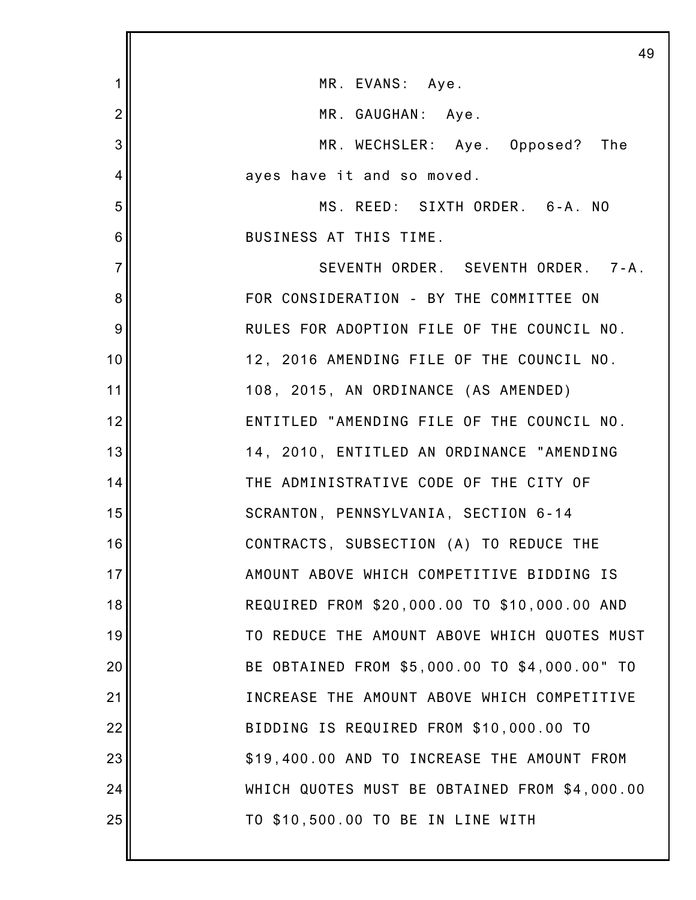MR. EVANS: Aye.

MR. GAUGHAN: Aye.

MR. WECHSLER: Aye. Opposed? The ayes have it and so moved.

MS. REED: SIXTH ORDER. 6-A. NO BUSINESS AT THIS TIME.

SEVENTH ORDER. SEVENTH ORDER. 7-A. FOR CONSIDERATION - BY THE COMMITTEE ON RULES FOR ADOPTION FILE OF THE COUNCIL NO. 12, 2016 AMENDING FILE OF THE COUNCIL NO. 108, 2015, AN ORDINANCE (AS AMENDED) ENTITLED "AMENDING FILE OF THE COUNCIL NO. 14, 2010, ENTITLED AN ORDINANCE "AMENDING THE ADMINISTRATIVE CODE OF THE CITY OF SCRANTON, PENNSYLVANIA, SECTION 6-14 CONTRACTS, SUBSECTION (A) TO REDUCE THE AMOUNT ABOVE WHICH COMPETITIVE BIDDING IS REQUIRED FROM $20,000.00 TO $10,000.00 AND TO REDUCE THE AMOUNT ABOVE WHICH QUOTES MUST BE OBTAINED FROM $5,000.00 TO $4,000.00" TO INCREASE THE AMOUNT ABOVE WHICH COMPETITIVE BIDDING IS REQUIRED FROM $10,000.00 TO $19,400.00 AND TO INCREASE THE AMOUNT FROM WHICH QUOTES MUST BE OBTAINED FROM $4,000.00 TO $10,500.00 TO BE IN LINE WITH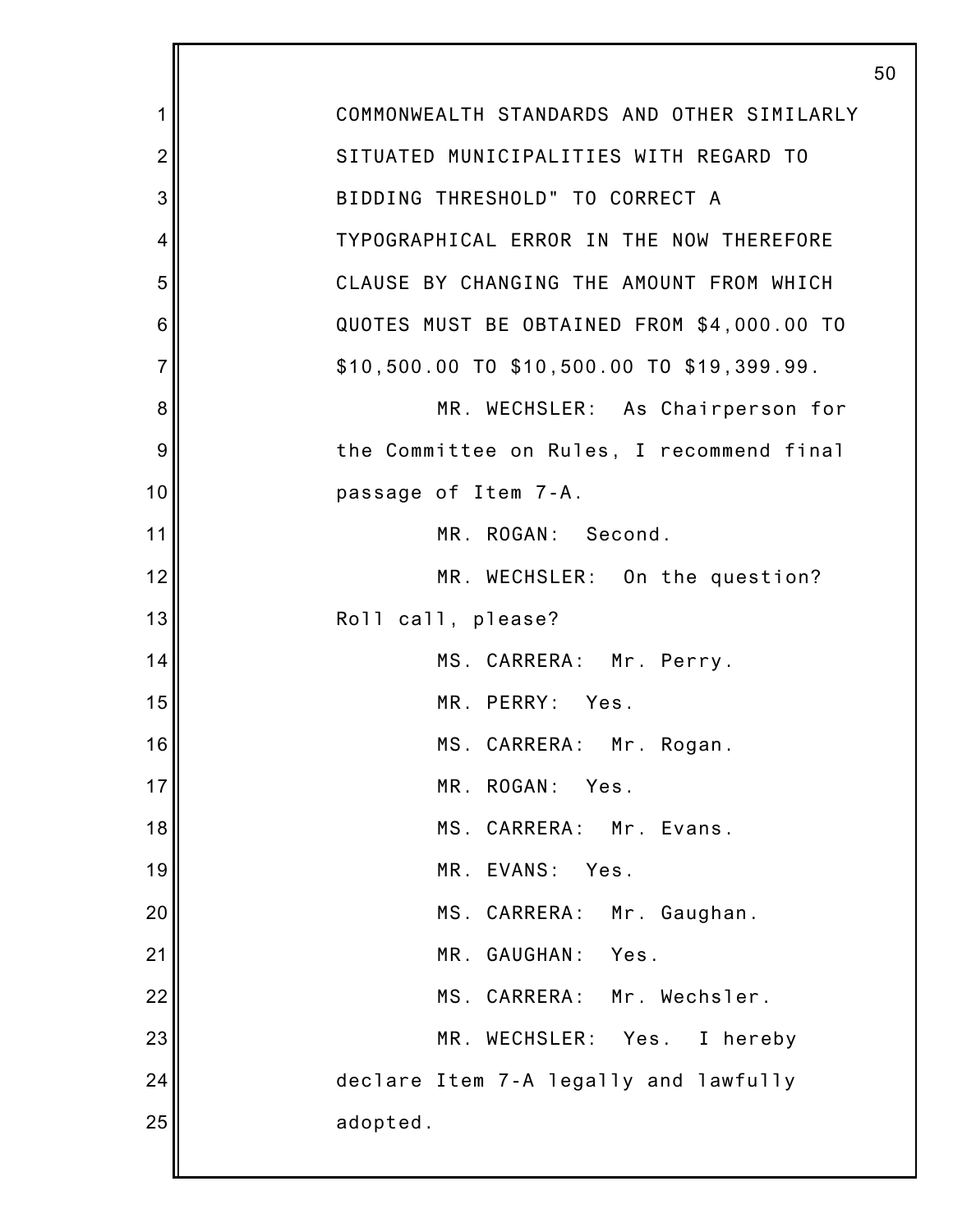COMMONWEALTH STANDARDS AND OTHER SIMILARLY SITUATED MUNICIPALITIES WITH REGARD TO BIDDING THRESHOLD" TO CORRECT A TYPOGRAPHICAL ERROR IN THE NOW THEREFORE CLAUSE BY CHANGING THE AMOUNT FROM WHICH QUOTES MUST BE OBTAINED FROM $4,000.00 TO $10,500.00 TO $10,500.00 TO $19,399.99.

MR. WECHSLER: As Chairperson for the Committee on Rules, I recommend final passage of Item 7-A.

MR. ROGAN: Second.

MR. WECHSLER: On the question? Roll call, please?

MS. CARRERA: Mr. Perry.

MR. PERRY: Yes.

MS. CARRERA: Mr. Rogan.

MR. ROGAN: Yes.

MS. CARRERA: Mr. Evans.

MR. EVANS: Yes.

MS. CARRERA: Mr. Gaughan.

MR. GAUGHAN: Yes.

MS. CARRERA: Mr. Wechsler.

MR. WECHSLER: Yes. I hereby declare Item 7-A legally and lawfully adopted.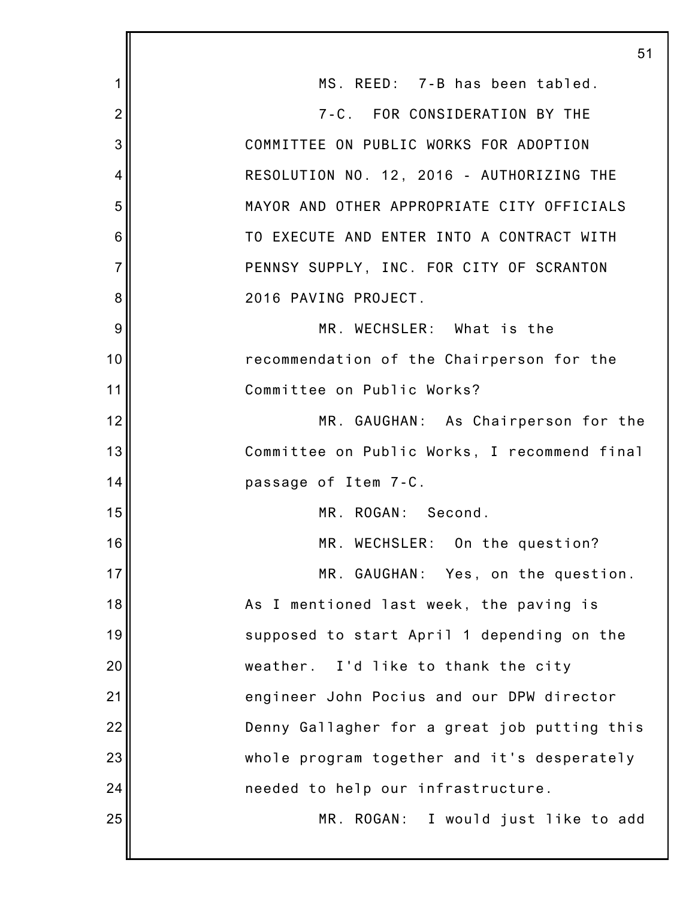MS. REED: 7-B has been tabled.

7-C. FOR CONSIDERATION BY THE COMMITTEE ON PUBLIC WORKS FOR ADOPTION RESOLUTION NO. 12, 2016 - AUTHORIZING THE MAYOR AND OTHER APPROPRIATE CITY OFFICIALS TO EXECUTE AND ENTER INTO A CONTRACT WITH PENNSY SUPPLY, INC. FOR CITY OF SCRANTON 2016 PAVING PROJECT.

MR. WECHSLER: What is the recommendation of the Chairperson for the Committee on Public Works?

MR. GAUGHAN: As Chairperson for the Committee on Public Works, I recommend final passage of Item 7-C.

MR. ROGAN: Second.

MR. WECHSLER: On the question?

MR. GAUGHAN: Yes, on the question. As I mentioned last week, the paving is supposed to start April 1 depending on the weather. I'd like to thank the city engineer John Pocius and our DPW director Denny Gallagher for a great job putting this whole program together and it's desperately needed to help our infrastructure.

MR. ROGAN: I would just like to add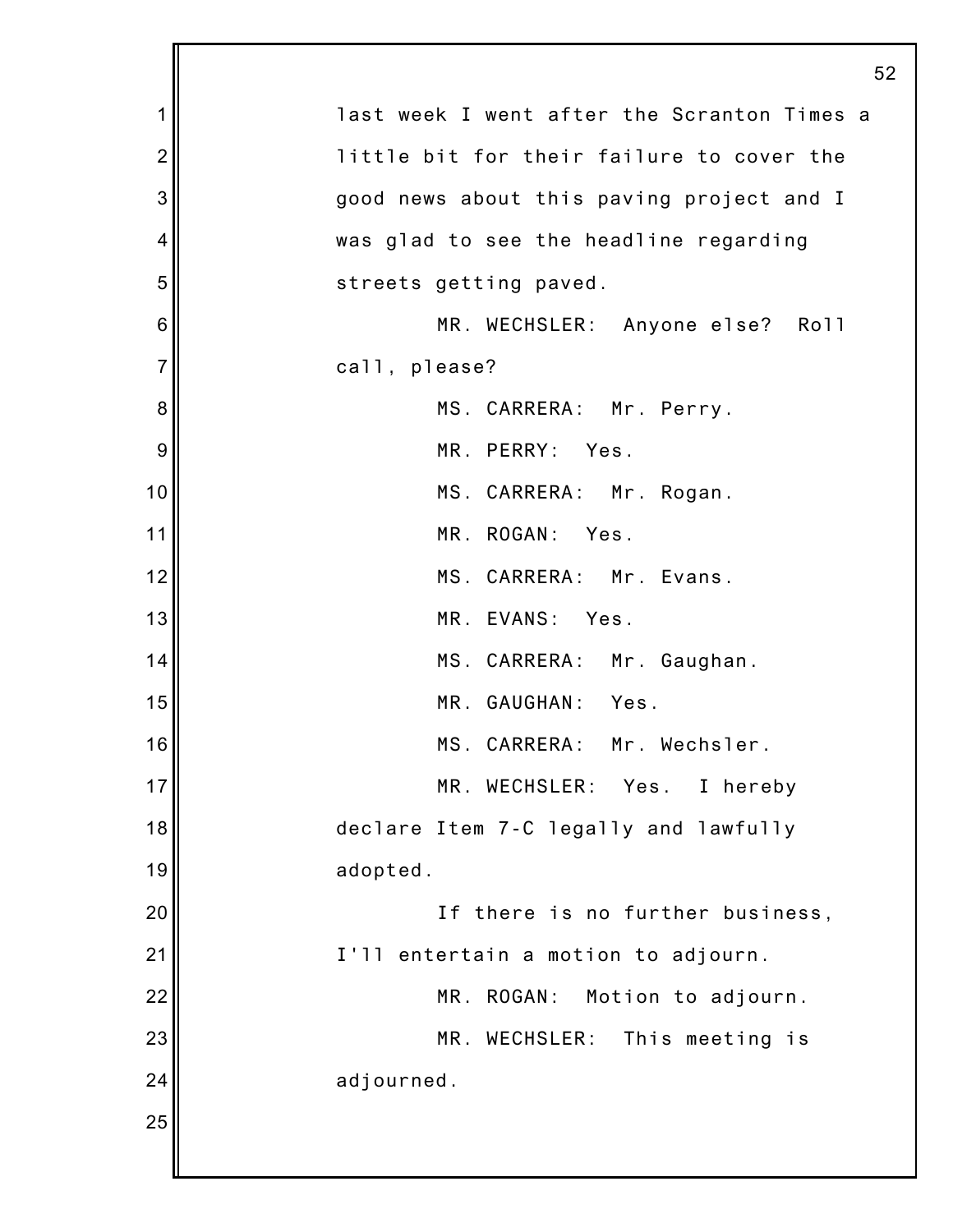last week I went after the Scranton Times a little bit for their failure to cover the good news about this paving project and I was glad to see the headline regarding streets getting paved.

MR. WECHSLER: Anyone else? Roll call, please?

MS. CARRERA: Mr. Perry.

MR. PERRY: Yes.

MS. CARRERA: Mr. Rogan.

MR. ROGAN: Yes.

MS. CARRERA: Mr. Evans.

MR. EVANS: Yes.

MS. CARRERA: Mr. Gaughan.

MR. GAUGHAN: Yes.

MS. CARRERA: Mr. Wechsler.

MR. WECHSLER: Yes. I hereby declare Item 7-C legally and lawfully adopted.

If there is no further business, I'll entertain a motion to adjourn.

MR. ROGAN: Motion to adjourn.

MR. WECHSLER: This meeting is adjourned.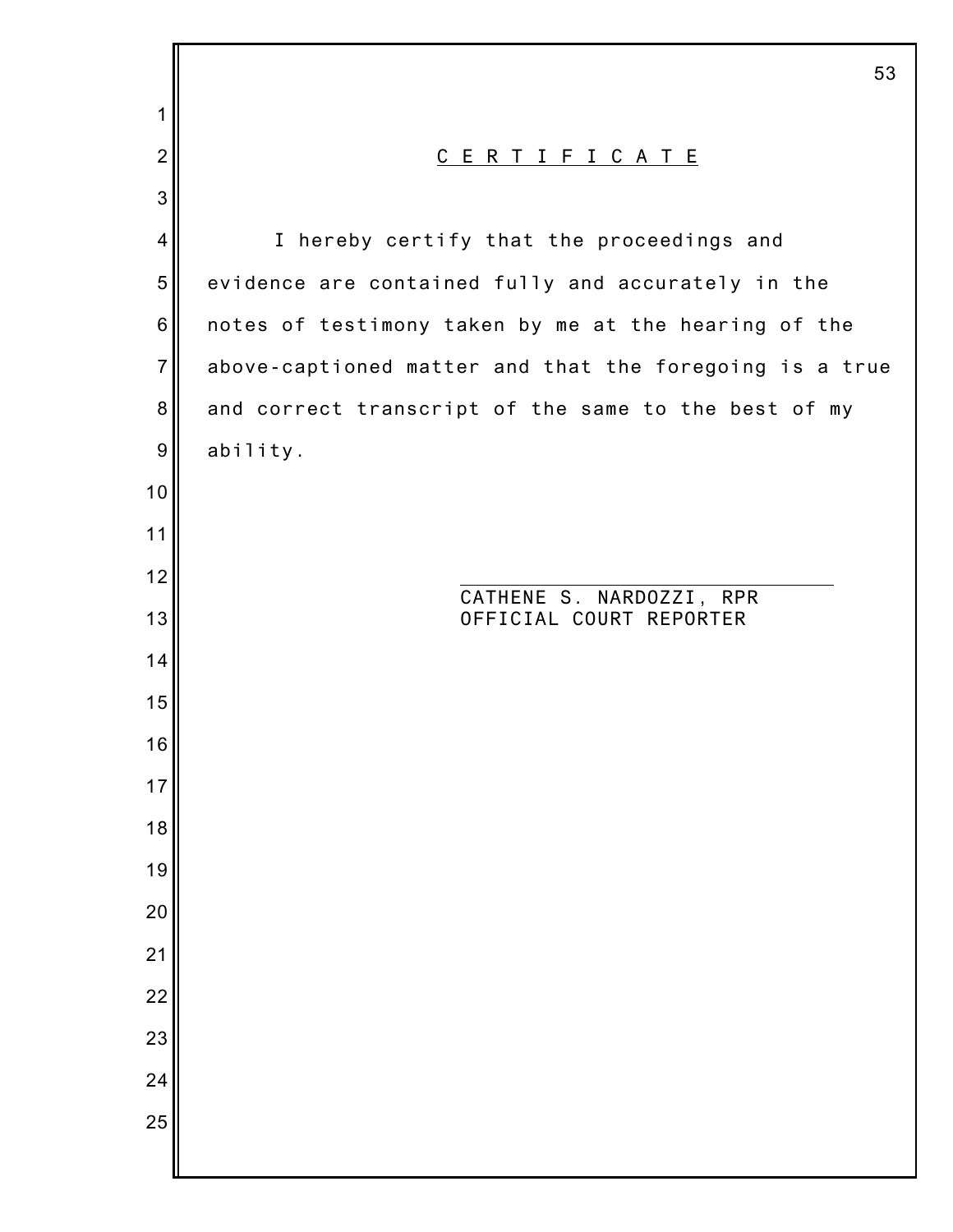## C E R T I F I C A T E

I hereby certify that the proceedings and evidence are contained fully and accurately in the notes of testimony taken by me at the hearing of the above-captioned matter and that the foregoing is a true and correct transcript of the same to the best of my ability.

\_\_\_\_\_\_\_\_\_\_\_\_\_\_\_\_\_\_\_\_\_\_\_\_\_\_\_\_\_\_
CATHENE S. NARDOZZI, RPR
OFFICIAL COURT REPORTER